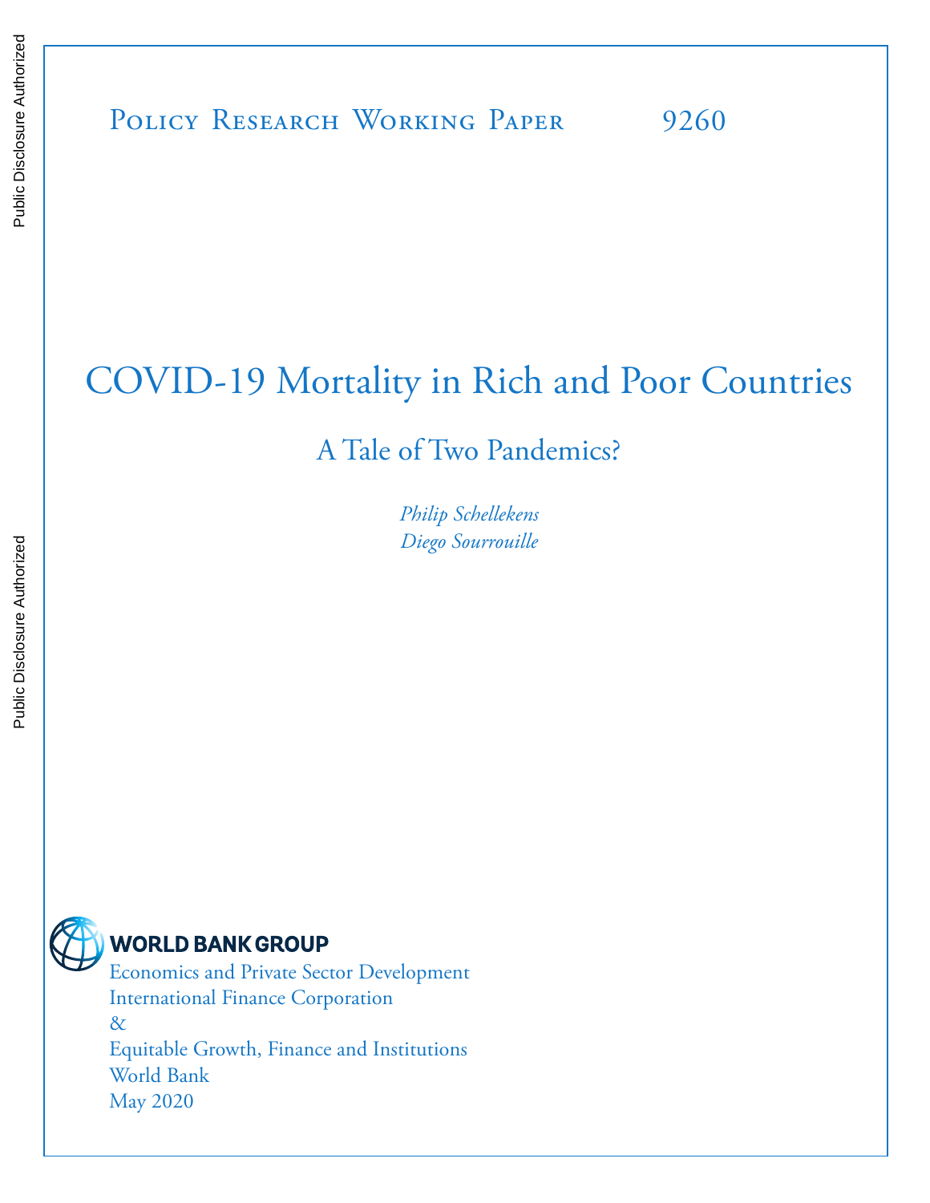Public Disclosure Authorized

Public Disclosure Authorized

Policy Research Working Paper 9260

# COVID-19 Mortality in Rich and Poor Countries

## A Tale of Two Pandemics?

*Philip Schellekens*
*Diego Sourrouille*

WORLD BANK GROUP
Economics and Private Sector Development
International Finance Corporation
&
Equitable Growth, Finance and Institutions
World Bank
May 2020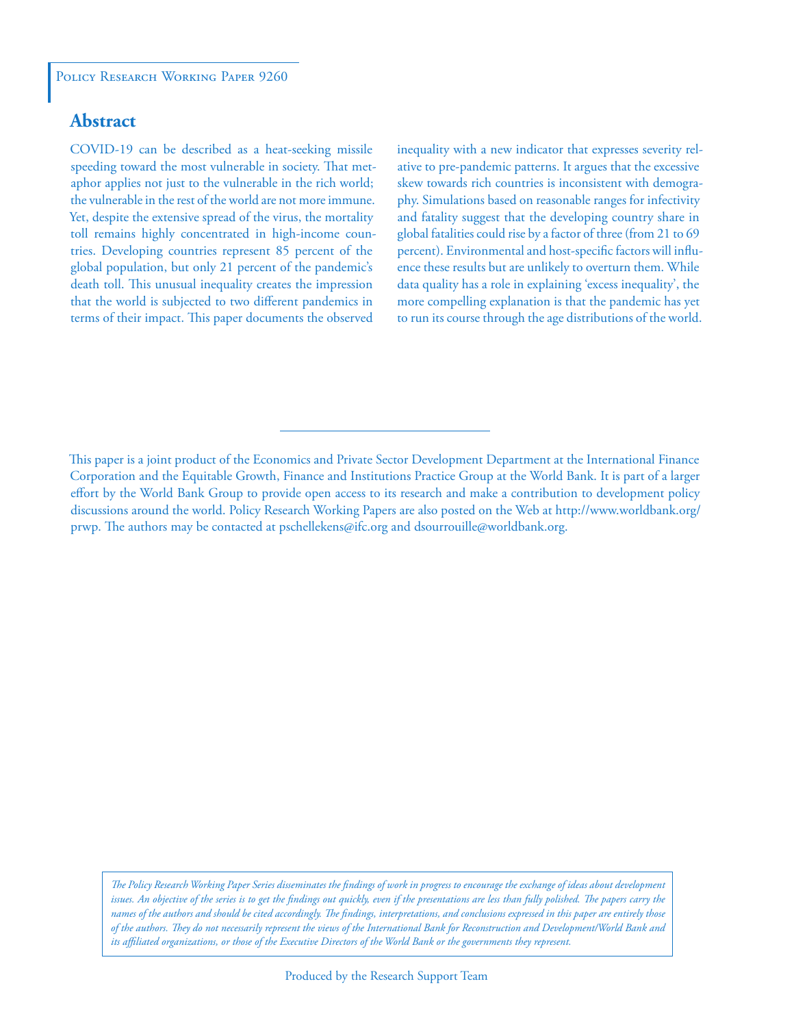Policy Research Working Paper 9260

## Abstract

COVID-19 can be described as a heat-seeking missile speeding toward the most vulnerable in society. That metaphor applies not just to the vulnerable in the rich world; the vulnerable in the rest of the world are not more immune. Yet, despite the extensive spread of the virus, the mortality toll remains highly concentrated in high-income countries. Developing countries represent 85 percent of the global population, but only 21 percent of the pandemic's death toll. This unusual inequality creates the impression that the world is subjected to two different pandemics in terms of their impact. This paper documents the observed inequality with a new indicator that expresses severity relative to pre-pandemic patterns. It argues that the excessive skew towards rich countries is inconsistent with demography. Simulations based on reasonable ranges for infectivity and fatality suggest that the developing country share in global fatalities could rise by a factor of three (from 21 to 69 percent). Environmental and host-specific factors will influence these results but are unlikely to overturn them. While data quality has a role in explaining 'excess inequality', the more compelling explanation is that the pandemic has yet to run its course through the age distributions of the world.

---

This paper is a joint product of the Economics and Private Sector Development Department at the International Finance Corporation and the Equitable Growth, Finance and Institutions Practice Group at the World Bank. It is part of a larger effort by the World Bank Group to provide open access to its research and make a contribution to development policy discussions around the world. Policy Research Working Papers are also posted on the Web at http://www.worldbank.org/prwp. The authors may be contacted at pschellekens@ifc.org and dsourrouille@worldbank.org.

*The Policy Research Working Paper Series disseminates the findings of work in progress to encourage the exchange of ideas about development issues. An objective of the series is to get the findings out quickly, even if the presentations are less than fully polished. The papers carry the names of the authors and should be cited accordingly. The findings, interpretations, and conclusions expressed in this paper are entirely those of the authors. They do not necessarily represent the views of the International Bank for Reconstruction and Development/World Bank and its affiliated organizations, or those of the Executive Directors of the World Bank or the governments they represent.*

Produced by the Research Support Team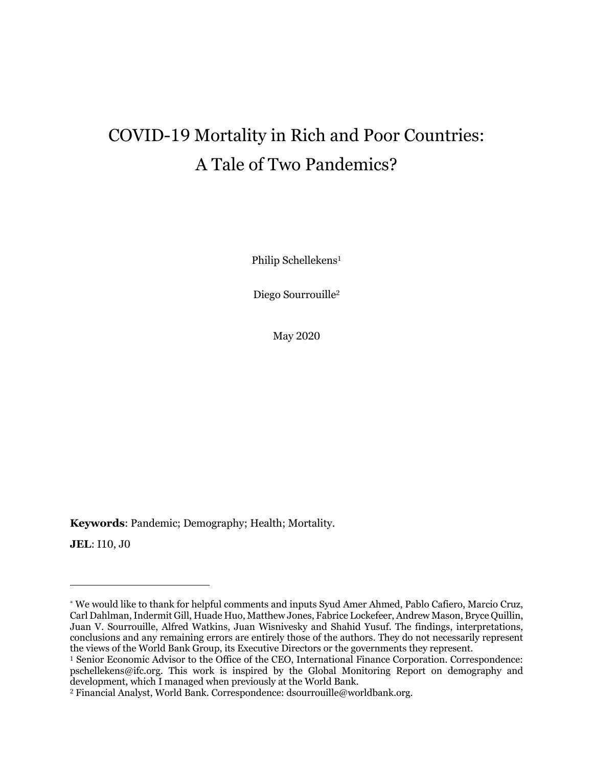# COVID-19 Mortality in Rich and Poor Countries: A Tale of Two Pandemics?

Philip Schellekens[1]

Diego Sourrouille[2]

May 2020

**Keywords**: Pandemic; Demography; Health; Mortality.

**JEL**: I10, J0

---

[*] We would like to thank for helpful comments and inputs Syud Amer Ahmed, Pablo Cafiero, Marcio Cruz, Carl Dahlman, Indermit Gill, Huade Huo, Matthew Jones, Fabrice Lockefeer, Andrew Mason, Bryce Quillin, Juan V. Sourrouille, Alfred Watkins, Juan Wisnivesky and Shahid Yusuf. The findings, interpretations, conclusions and any remaining errors are entirely those of the authors. They do not necessarily represent the views of the World Bank Group, its Executive Directors or the governments they represent.

[1] Senior Economic Advisor to the Office of the CEO, International Finance Corporation. Correspondence: pschellekens@ifc.org. This work is inspired by the Global Monitoring Report on demography and development, which I managed when previously at the World Bank.

[2] Financial Analyst, World Bank. Correspondence: dsourrouille@worldbank.org.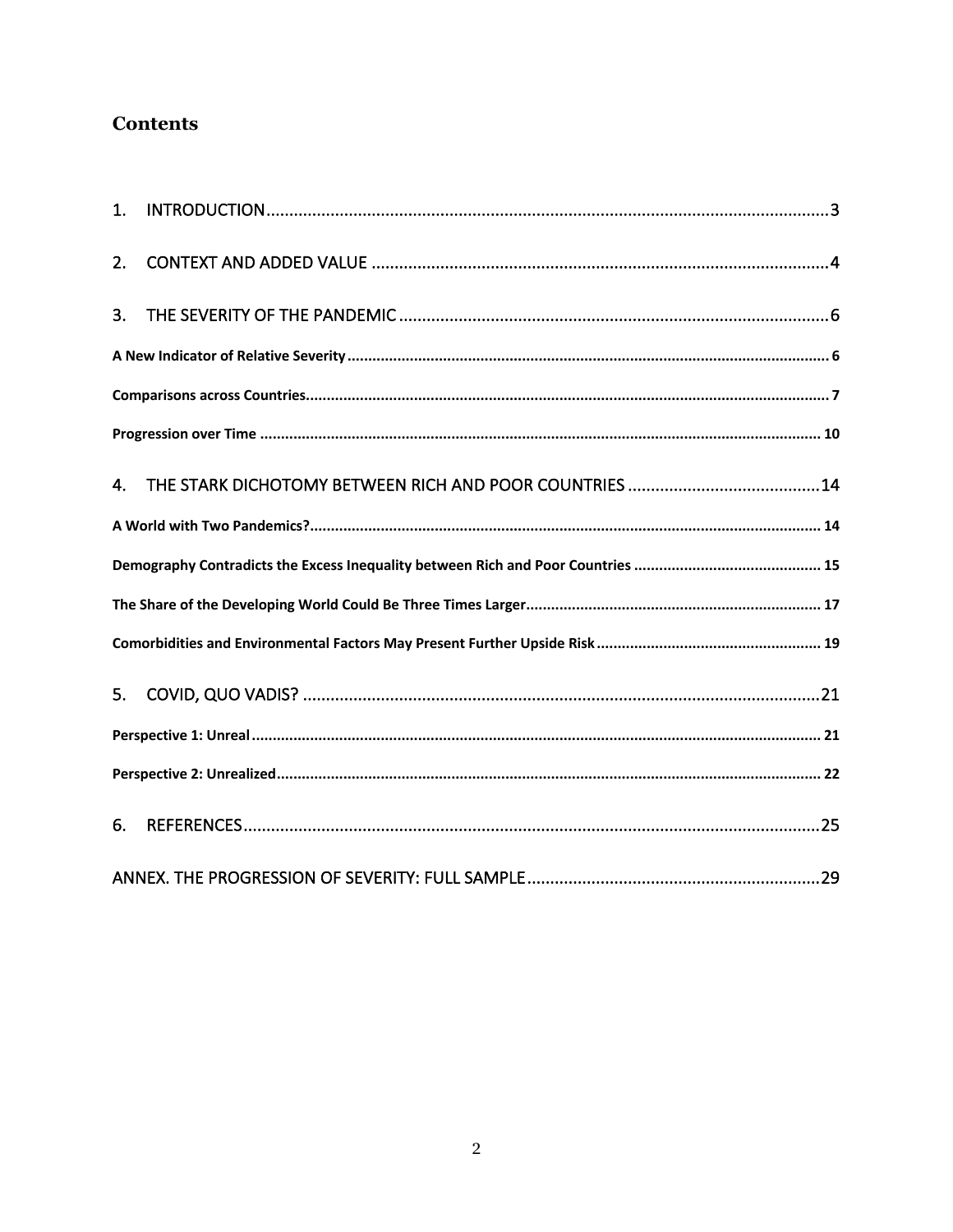## Contents

1. INTRODUCTION ..... 3

2. CONTEXT AND ADDED VALUE ..... 4

3. THE SEVERITY OF THE PANDEMIC ..... 6

   - **A New Indicator of Relative Severity** ..... 6
   - **Comparisons across Countries** ..... 7
   - **Progression over Time** ..... 10

4. THE STARK DICHOTOMY BETWEEN RICH AND POOR COUNTRIES ..... 14

   - **A World with Two Pandemics?** ..... 14
   - **Demography Contradicts the Excess Inequality between Rich and Poor Countries** ..... 15
   - **The Share of the Developing World Could Be Three Times Larger** ..... 17
   - **Comorbidities and Environmental Factors May Present Further Upside Risk** ..... 19

5. COVID, QUO VADIS? ..... 21

   - **Perspective 1: Unreal** ..... 21
   - **Perspective 2: Unrealized** ..... 22

6. REFERENCES ..... 25

ANNEX. THE PROGRESSION OF SEVERITY: FULL SAMPLE ..... 29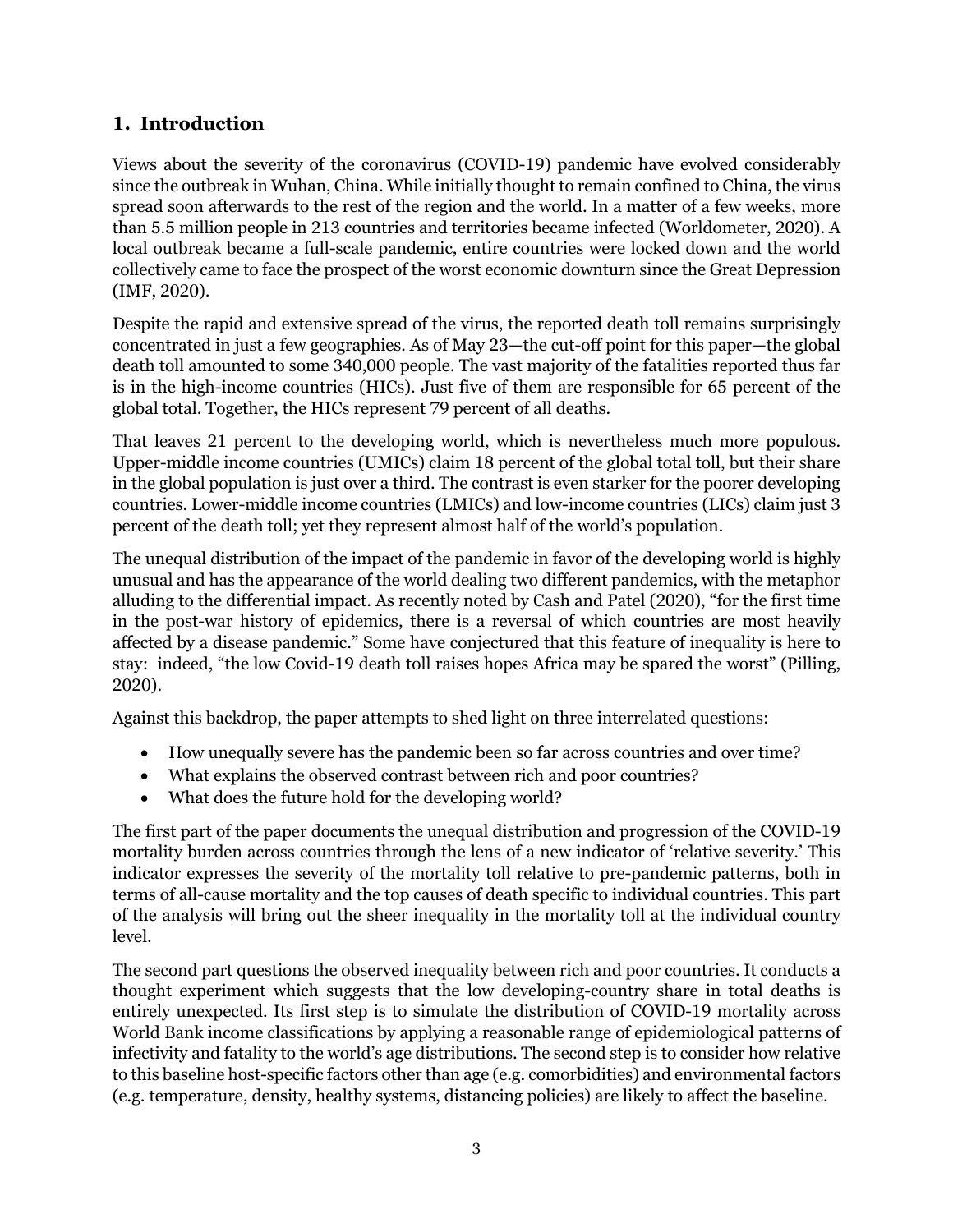## 1. Introduction

Views about the severity of the coronavirus (COVID-19) pandemic have evolved considerably since the outbreak in Wuhan, China. While initially thought to remain confined to China, the virus spread soon afterwards to the rest of the region and the world. In a matter of a few weeks, more than 5.5 million people in 213 countries and territories became infected (Worldometer, 2020). A local outbreak became a full-scale pandemic, entire countries were locked down and the world collectively came to face the prospect of the worst economic downturn since the Great Depression (IMF, 2020).

Despite the rapid and extensive spread of the virus, the reported death toll remains surprisingly concentrated in just a few geographies. As of May 23—the cut-off point for this paper—the global death toll amounted to some 340,000 people. The vast majority of the fatalities reported thus far is in the high-income countries (HICs). Just five of them are responsible for 65 percent of the global total. Together, the HICs represent 79 percent of all deaths.

That leaves 21 percent to the developing world, which is nevertheless much more populous. Upper-middle income countries (UMICs) claim 18 percent of the global total toll, but their share in the global population is just over a third. The contrast is even starker for the poorer developing countries. Lower-middle income countries (LMICs) and low-income countries (LICs) claim just 3 percent of the death toll; yet they represent almost half of the world's population.

The unequal distribution of the impact of the pandemic in favor of the developing world is highly unusual and has the appearance of the world dealing two different pandemics, with the metaphor alluding to the differential impact. As recently noted by Cash and Patel (2020), "for the first time in the post-war history of epidemics, there is a reversal of which countries are most heavily affected by a disease pandemic." Some have conjectured that this feature of inequality is here to stay: indeed, "the low Covid-19 death toll raises hopes Africa may be spared the worst" (Pilling, 2020).

Against this backdrop, the paper attempts to shed light on three interrelated questions:

- How unequally severe has the pandemic been so far across countries and over time?
- What explains the observed contrast between rich and poor countries?
- What does the future hold for the developing world?

The first part of the paper documents the unequal distribution and progression of the COVID-19 mortality burden across countries through the lens of a new indicator of 'relative severity.' This indicator expresses the severity of the mortality toll relative to pre-pandemic patterns, both in terms of all-cause mortality and the top causes of death specific to individual countries. This part of the analysis will bring out the sheer inequality in the mortality toll at the individual country level.

The second part questions the observed inequality between rich and poor countries. It conducts a thought experiment which suggests that the low developing-country share in total deaths is entirely unexpected. Its first step is to simulate the distribution of COVID-19 mortality across World Bank income classifications by applying a reasonable range of epidemiological patterns of infectivity and fatality to the world's age distributions. The second step is to consider how relative to this baseline host-specific factors other than age (e.g. comorbidities) and environmental factors (e.g. temperature, density, healthy systems, distancing policies) are likely to affect the baseline.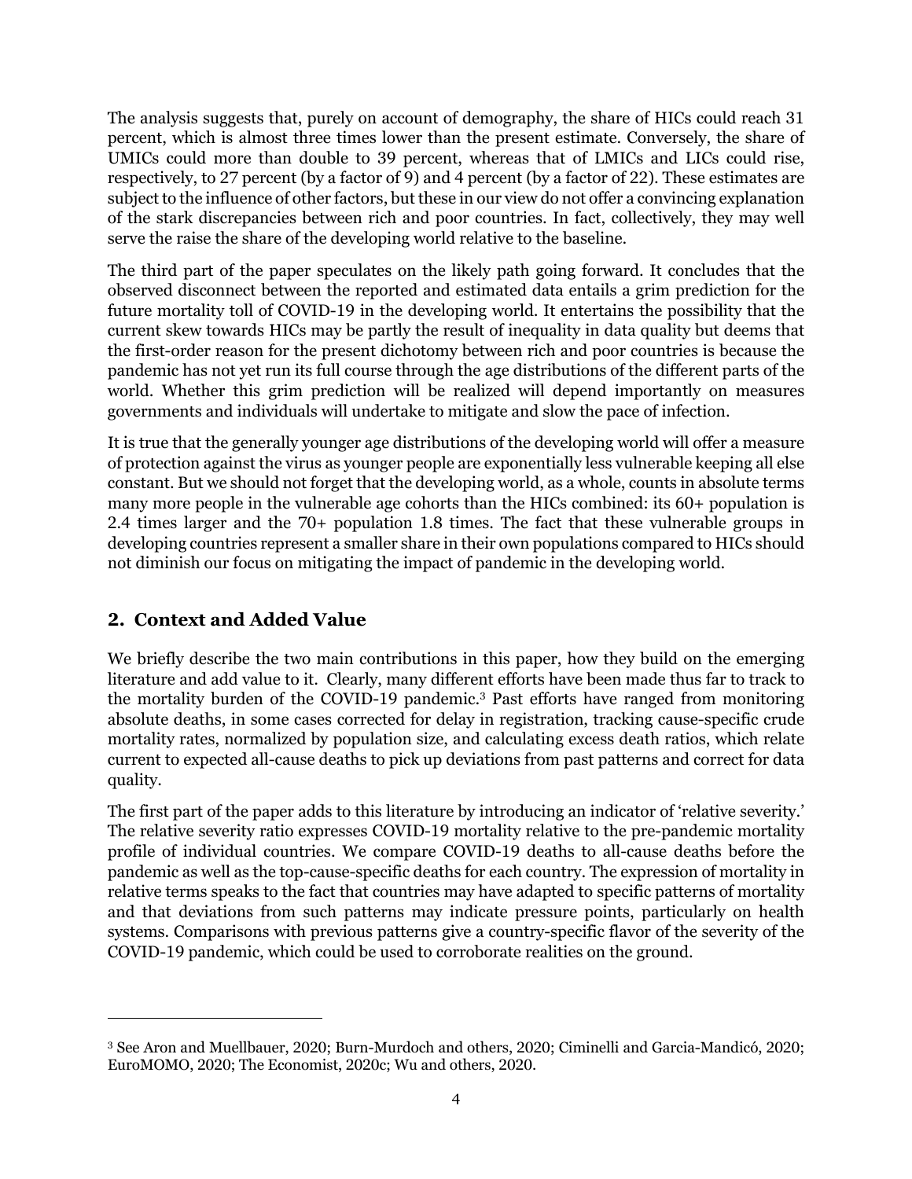The analysis suggests that, purely on account of demography, the share of HICs could reach 31 percent, which is almost three times lower than the present estimate. Conversely, the share of UMICs could more than double to 39 percent, whereas that of LMICs and LICs could rise, respectively, to 27 percent (by a factor of 9) and 4 percent (by a factor of 22). These estimates are subject to the influence of other factors, but these in our view do not offer a convincing explanation of the stark discrepancies between rich and poor countries. In fact, collectively, they may well serve the raise the share of the developing world relative to the baseline.

The third part of the paper speculates on the likely path going forward. It concludes that the observed disconnect between the reported and estimated data entails a grim prediction for the future mortality toll of COVID-19 in the developing world. It entertains the possibility that the current skew towards HICs may be partly the result of inequality in data quality but deems that the first-order reason for the present dichotomy between rich and poor countries is because the pandemic has not yet run its full course through the age distributions of the different parts of the world. Whether this grim prediction will be realized will depend importantly on measures governments and individuals will undertake to mitigate and slow the pace of infection.

It is true that the generally younger age distributions of the developing world will offer a measure of protection against the virus as younger people are exponentially less vulnerable keeping all else constant. But we should not forget that the developing world, as a whole, counts in absolute terms many more people in the vulnerable age cohorts than the HICs combined: its 60+ population is 2.4 times larger and the 70+ population 1.8 times. The fact that these vulnerable groups in developing countries represent a smaller share in their own populations compared to HICs should not diminish our focus on mitigating the impact of pandemic in the developing world.

## 2. Context and Added Value

We briefly describe the two main contributions in this paper, how they build on the emerging literature and add value to it. Clearly, many different efforts have been made thus far to track to the mortality burden of the COVID-19 pandemic.[3] Past efforts have ranged from monitoring absolute deaths, in some cases corrected for delay in registration, tracking cause-specific crude mortality rates, normalized by population size, and calculating excess death ratios, which relate current to expected all-cause deaths to pick up deviations from past patterns and correct for data quality.

The first part of the paper adds to this literature by introducing an indicator of 'relative severity.' The relative severity ratio expresses COVID-19 mortality relative to the pre-pandemic mortality profile of individual countries. We compare COVID-19 deaths to all-cause deaths before the pandemic as well as the top-cause-specific deaths for each country. The expression of mortality in relative terms speaks to the fact that countries may have adapted to specific patterns of mortality and that deviations from such patterns may indicate pressure points, particularly on health systems. Comparisons with previous patterns give a country-specific flavor of the severity of the COVID-19 pandemic, which could be used to corroborate realities on the ground.

[3] See Aron and Muellbauer, 2020; Burn-Murdoch and others, 2020; Ciminelli and Garcia-Mandicó, 2020; EuroMOMO, 2020; The Economist, 2020c; Wu and others, 2020.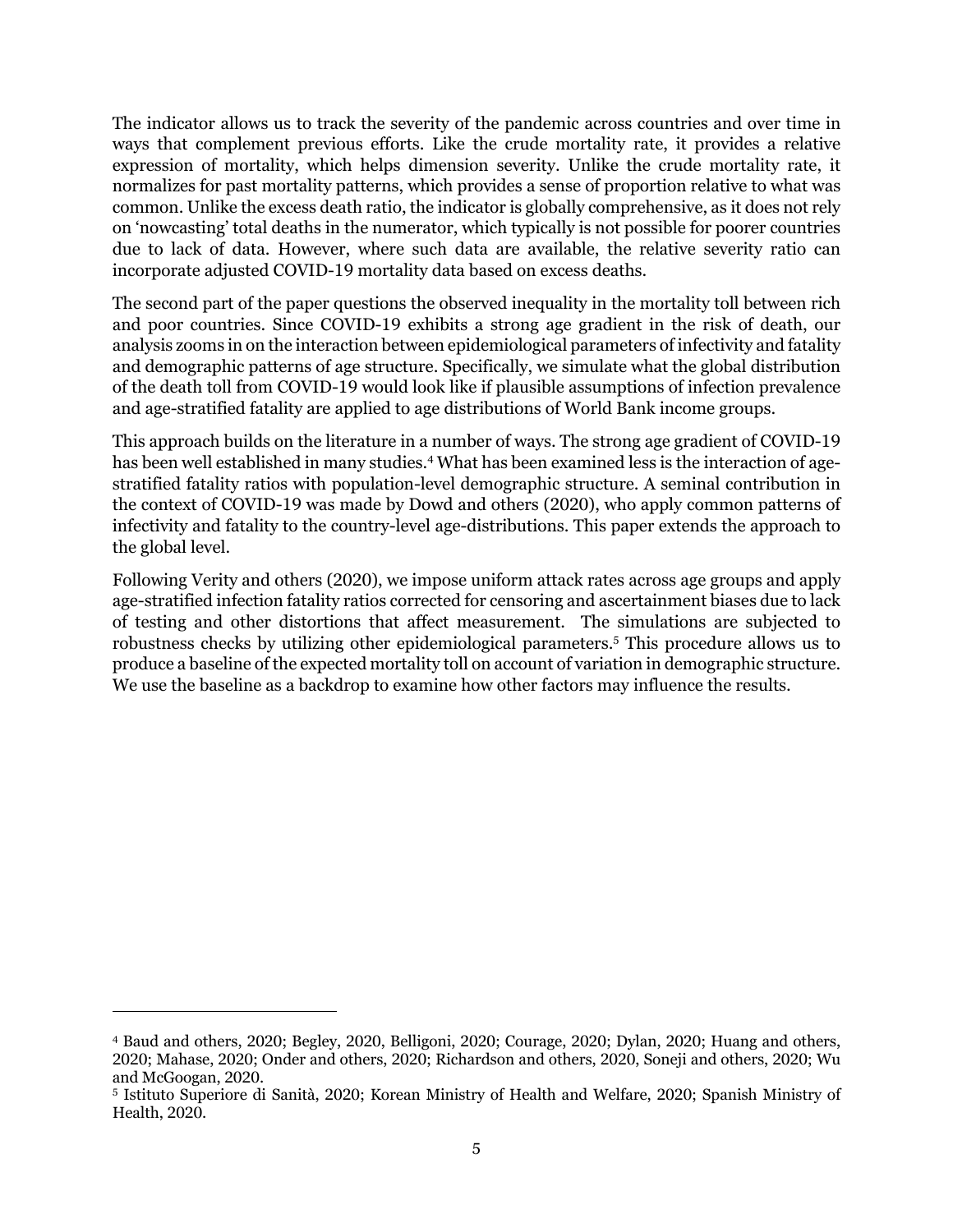The indicator allows us to track the severity of the pandemic across countries and over time in ways that complement previous efforts. Like the crude mortality rate, it provides a relative expression of mortality, which helps dimension severity. Unlike the crude mortality rate, it normalizes for past mortality patterns, which provides a sense of proportion relative to what was common. Unlike the excess death ratio, the indicator is globally comprehensive, as it does not rely on 'nowcasting' total deaths in the numerator, which typically is not possible for poorer countries due to lack of data. However, where such data are available, the relative severity ratio can incorporate adjusted COVID-19 mortality data based on excess deaths.

The second part of the paper questions the observed inequality in the mortality toll between rich and poor countries. Since COVID-19 exhibits a strong age gradient in the risk of death, our analysis zooms in on the interaction between epidemiological parameters of infectivity and fatality and demographic patterns of age structure. Specifically, we simulate what the global distribution of the death toll from COVID-19 would look like if plausible assumptions of infection prevalence and age-stratified fatality are applied to age distributions of World Bank income groups.

This approach builds on the literature in a number of ways. The strong age gradient of COVID-19 has been well established in many studies.[4] What has been examined less is the interaction of age-stratified fatality ratios with population-level demographic structure. A seminal contribution in the context of COVID-19 was made by Dowd and others (2020), who apply common patterns of infectivity and fatality to the country-level age-distributions. This paper extends the approach to the global level.

Following Verity and others (2020), we impose uniform attack rates across age groups and apply age-stratified infection fatality ratios corrected for censoring and ascertainment biases due to lack of testing and other distortions that affect measurement. The simulations are subjected to robustness checks by utilizing other epidemiological parameters.[5] This procedure allows us to produce a baseline of the expected mortality toll on account of variation in demographic structure. We use the baseline as a backdrop to examine how other factors may influence the results.

---

[4] Baud and others, 2020; Begley, 2020, Belligoni, 2020; Courage, 2020; Dylan, 2020; Huang and others, 2020; Mahase, 2020; Onder and others, 2020; Richardson and others, 2020, Soneji and others, 2020; Wu and McGoogan, 2020.

[5] Istituto Superiore di Sanità, 2020; Korean Ministry of Health and Welfare, 2020; Spanish Ministry of Health, 2020.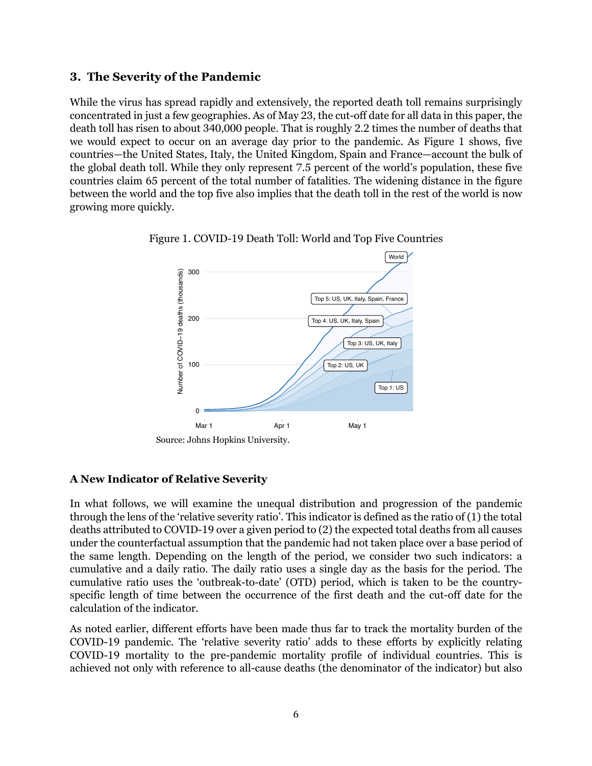## 3. The Severity of the Pandemic

While the virus has spread rapidly and extensively, the reported death toll remains surprisingly concentrated in just a few geographies. As of May 23, the cut-off date for all data in this paper, the death toll has risen to about 340,000 people. That is roughly 2.2 times the number of deaths that we would expect to occur on an average day prior to the pandemic. As Figure 1 shows, five countries—the United States, Italy, the United Kingdom, Spain and France—account the bulk of the global death toll. While they only represent 7.5 percent of the world's population, these five countries claim 65 percent of the total number of fatalities. The widening distance in the figure between the world and the top five also implies that the death toll in the rest of the world is now growing more quickly.

Figure 1. COVID-19 Death Toll: World and Top Five Countries

Source: Johns Hopkins University.

### A New Indicator of Relative Severity

In what follows, we will examine the unequal distribution and progression of the pandemic through the lens of the 'relative severity ratio'. This indicator is defined as the ratio of (1) the total deaths attributed to COVID-19 over a given period to (2) the expected total deaths from all causes under the counterfactual assumption that the pandemic had not taken place over a base period of the same length. Depending on the length of the period, we consider two such indicators: a cumulative and a daily ratio. The daily ratio uses a single day as the basis for the period. The cumulative ratio uses the 'outbreak-to-date' (OTD) period, which is taken to be the country-specific length of time between the occurrence of the first death and the cut-off date for the calculation of the indicator.

As noted earlier, different efforts have been made thus far to track the mortality burden of the COVID-19 pandemic. The 'relative severity ratio' adds to these efforts by explicitly relating COVID-19 mortality to the pre-pandemic mortality profile of individual countries. This is achieved not only with reference to all-cause deaths (the denominator of the indicator) but also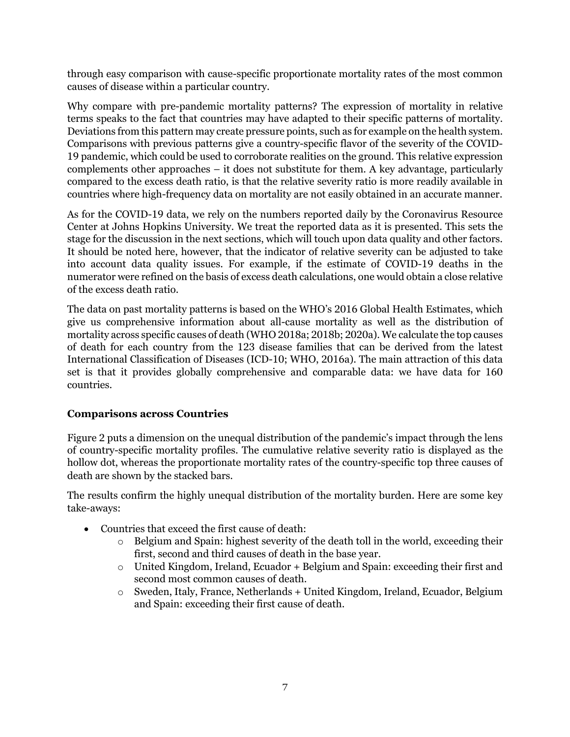through easy comparison with cause-specific proportionate mortality rates of the most common causes of disease within a particular country.

Why compare with pre-pandemic mortality patterns? The expression of mortality in relative terms speaks to the fact that countries may have adapted to their specific patterns of mortality. Deviations from this pattern may create pressure points, such as for example on the health system. Comparisons with previous patterns give a country-specific flavor of the severity of the COVID-19 pandemic, which could be used to corroborate realities on the ground. This relative expression complements other approaches – it does not substitute for them. A key advantage, particularly compared to the excess death ratio, is that the relative severity ratio is more readily available in countries where high-frequency data on mortality are not easily obtained in an accurate manner.

As for the COVID-19 data, we rely on the numbers reported daily by the Coronavirus Resource Center at Johns Hopkins University. We treat the reported data as it is presented. This sets the stage for the discussion in the next sections, which will touch upon data quality and other factors. It should be noted here, however, that the indicator of relative severity can be adjusted to take into account data quality issues. For example, if the estimate of COVID-19 deaths in the numerator were refined on the basis of excess death calculations, one would obtain a close relative of the excess death ratio.

The data on past mortality patterns is based on the WHO's 2016 Global Health Estimates, which give us comprehensive information about all-cause mortality as well as the distribution of mortality across specific causes of death (WHO 2018a; 2018b; 2020a). We calculate the top causes of death for each country from the 123 disease families that can be derived from the latest International Classification of Diseases (ICD-10; WHO, 2016a). The main attraction of this data set is that it provides globally comprehensive and comparable data: we have data for 160 countries.

### Comparisons across Countries

Figure 2 puts a dimension on the unequal distribution of the pandemic's impact through the lens of country-specific mortality profiles. The cumulative relative severity ratio is displayed as the hollow dot, whereas the proportionate mortality rates of the country-specific top three causes of death are shown by the stacked bars.

The results confirm the highly unequal distribution of the mortality burden. Here are some key take-aways:

- Countries that exceed the first cause of death:
  - Belgium and Spain: highest severity of the death toll in the world, exceeding their first, second and third causes of death in the base year.
  - United Kingdom, Ireland, Ecuador + Belgium and Spain: exceeding their first and second most common causes of death.
  - Sweden, Italy, France, Netherlands + United Kingdom, Ireland, Ecuador, Belgium and Spain: exceeding their first cause of death.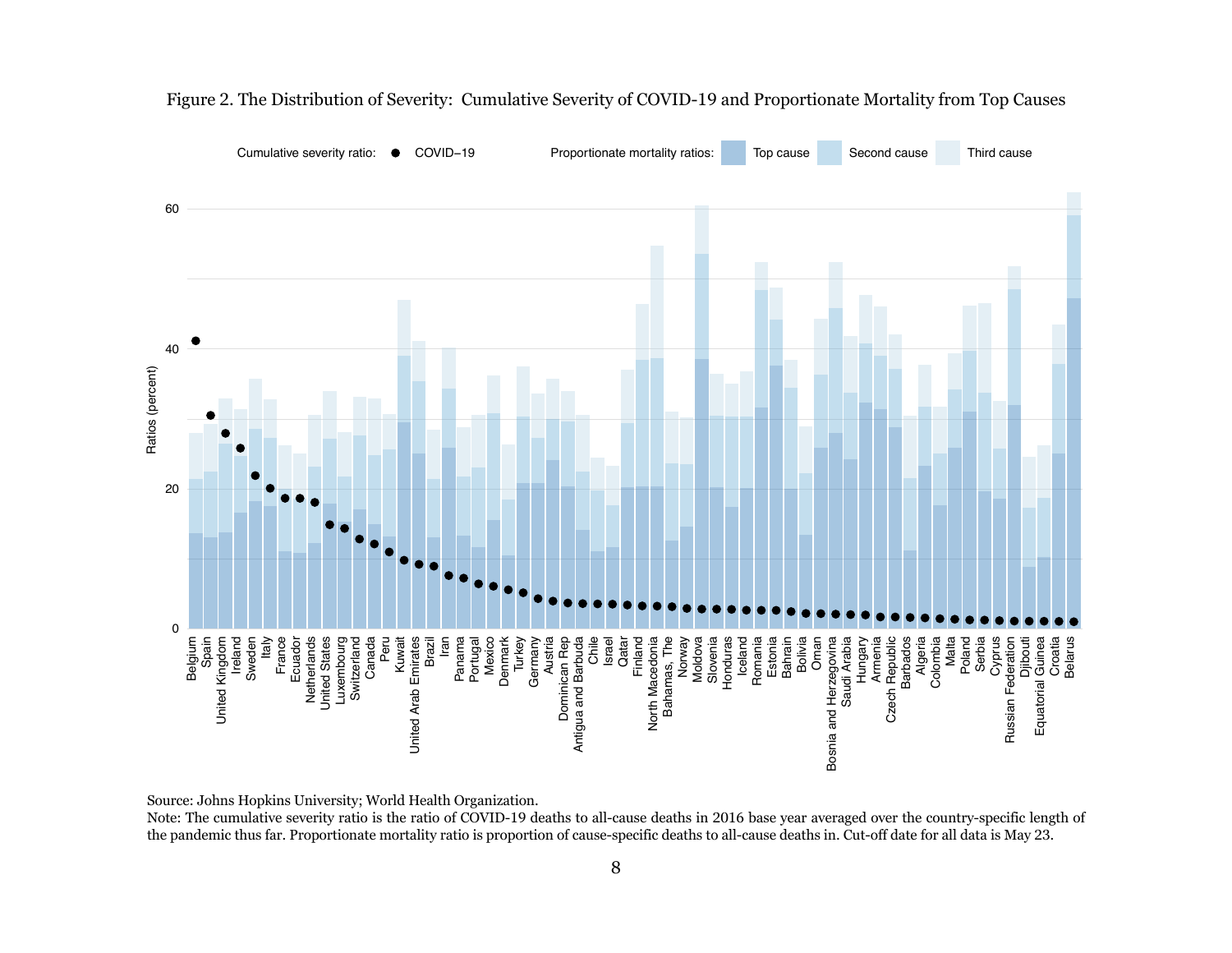Figure 2. The Distribution of Severity: Cumulative Severity of COVID-19 and Proportionate Mortality from Top Causes

Source: Johns Hopkins University; World Health Organization.
Note: The cumulative severity ratio is the ratio of COVID-19 deaths to all-cause deaths in 2016 base year averaged over the country-specific length of the pandemic thus far. Proportionate mortality ratio is proportion of cause-specific deaths to all-cause deaths in. Cut-off date for all data is May 23.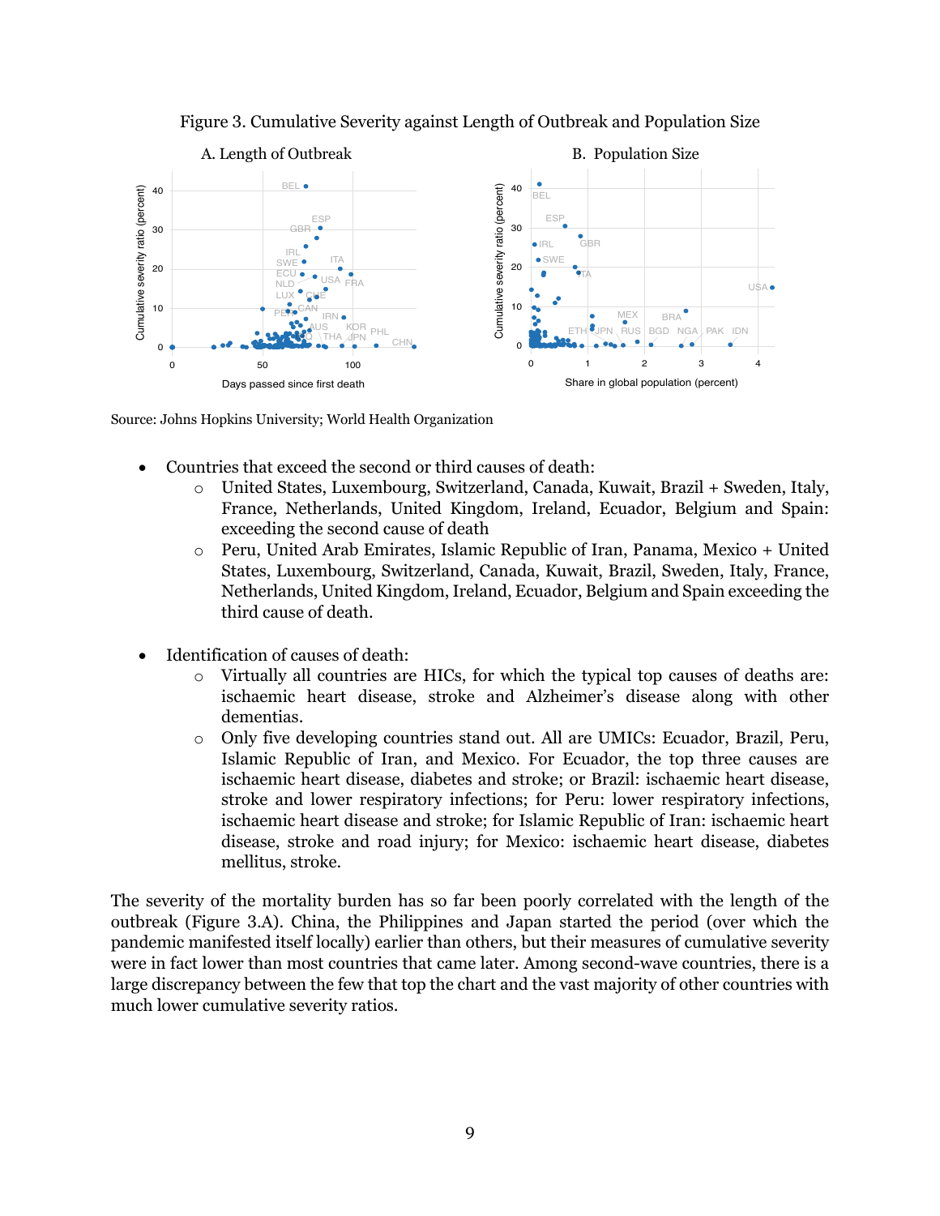Figure 3. Cumulative Severity against Length of Outbreak and Population Size

Source: Johns Hopkins University; World Health Organization

- Countries that exceed the second or third causes of death:
  - United States, Luxembourg, Switzerland, Canada, Kuwait, Brazil + Sweden, Italy, France, Netherlands, United Kingdom, Ireland, Ecuador, Belgium and Spain: exceeding the second cause of death
  - Peru, United Arab Emirates, Islamic Republic of Iran, Panama, Mexico + United States, Luxembourg, Switzerland, Canada, Kuwait, Brazil, Sweden, Italy, France, Netherlands, United Kingdom, Ireland, Ecuador, Belgium and Spain exceeding the third cause of death.

- Identification of causes of death:
  - Virtually all countries are HICs, for which the typical top causes of deaths are: ischaemic heart disease, stroke and Alzheimer's disease along with other dementias.
  - Only five developing countries stand out. All are UMICs: Ecuador, Brazil, Peru, Islamic Republic of Iran, and Mexico. For Ecuador, the top three causes are ischaemic heart disease, diabetes and stroke; or Brazil: ischaemic heart disease, stroke and lower respiratory infections; for Peru: lower respiratory infections, ischaemic heart disease and stroke; for Islamic Republic of Iran: ischaemic heart disease, stroke and road injury; for Mexico: ischaemic heart disease, diabetes mellitus, stroke.

The severity of the mortality burden has so far been poorly correlated with the length of the outbreak (Figure 3.A). China, the Philippines and Japan started the period (over which the pandemic manifested itself locally) earlier than others, but their measures of cumulative severity were in fact lower than most countries that came later. Among second-wave countries, there is a large discrepancy between the few that top the chart and the vast majority of other countries with much lower cumulative severity ratios.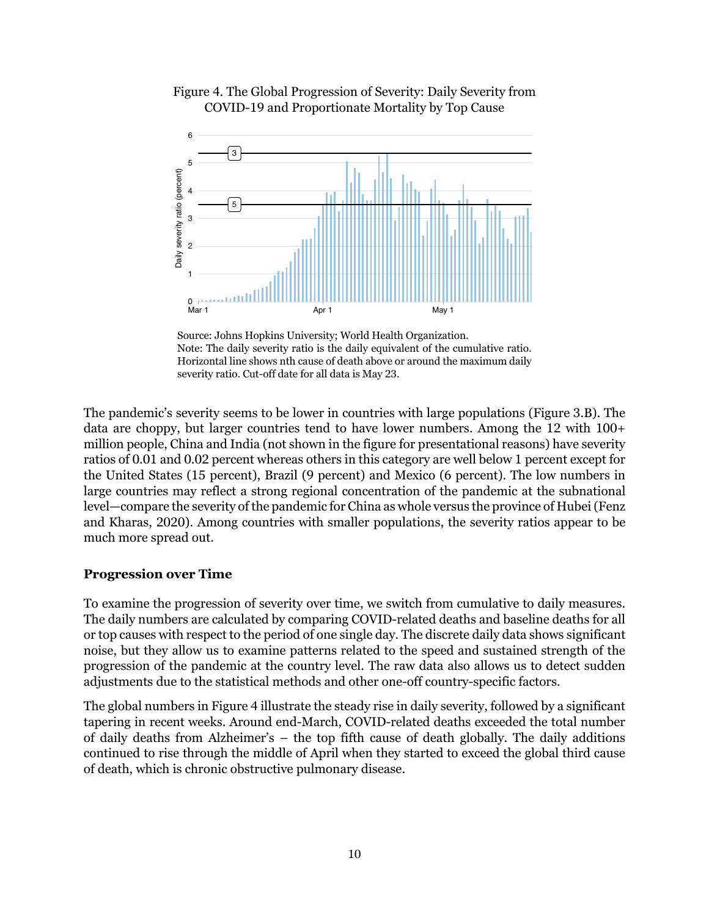Figure 4. The Global Progression of Severity: Daily Severity from COVID-19 and Proportionate Mortality by Top Cause

Source: Johns Hopkins University; World Health Organization.
Note: The daily severity ratio is the daily equivalent of the cumulative ratio. Horizontal line shows nth cause of death above or around the maximum daily severity ratio. Cut-off date for all data is May 23.

The pandemic's severity seems to be lower in countries with large populations (Figure 3.B). The data are choppy, but larger countries tend to have lower numbers. Among the 12 with 100+ million people, China and India (not shown in the figure for presentational reasons) have severity ratios of 0.01 and 0.02 percent whereas others in this category are well below 1 percent except for the United States (15 percent), Brazil (9 percent) and Mexico (6 percent). The low numbers in large countries may reflect a strong regional concentration of the pandemic at the subnational level—compare the severity of the pandemic for China as whole versus the province of Hubei (Fenz and Kharas, 2020). Among countries with smaller populations, the severity ratios appear to be much more spread out.

### Progression over Time

To examine the progression of severity over time, we switch from cumulative to daily measures. The daily numbers are calculated by comparing COVID-related deaths and baseline deaths for all or top causes with respect to the period of one single day. The discrete daily data shows significant noise, but they allow us to examine patterns related to the speed and sustained strength of the progression of the pandemic at the country level. The raw data also allows us to detect sudden adjustments due to the statistical methods and other one-off country-specific factors.

The global numbers in Figure 4 illustrate the steady rise in daily severity, followed by a significant tapering in recent weeks. Around end-March, COVID-related deaths exceeded the total number of daily deaths from Alzheimer's – the top fifth cause of death globally. The daily additions continued to rise through the middle of April when they started to exceed the global third cause of death, which is chronic obstructive pulmonary disease.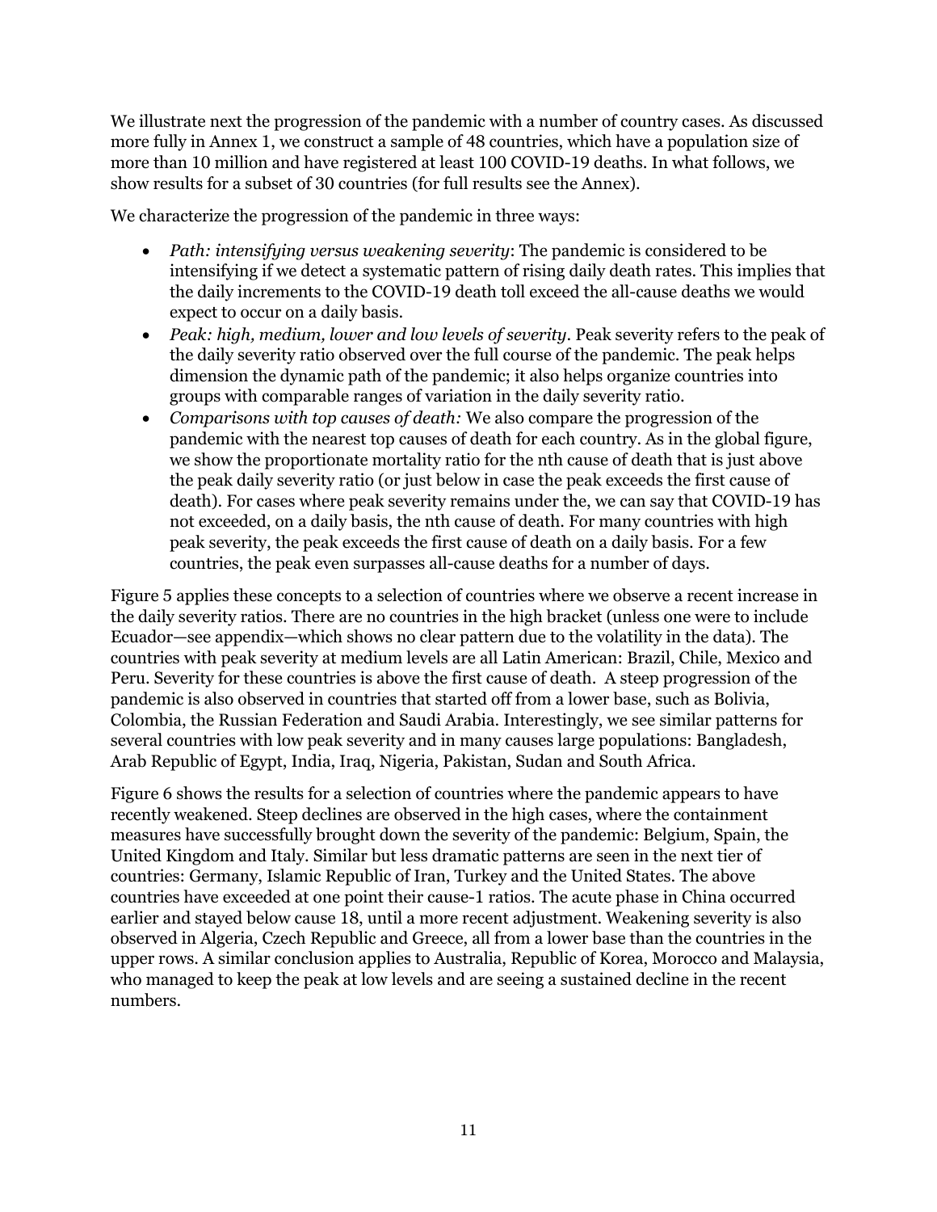We illustrate next the progression of the pandemic with a number of country cases. As discussed more fully in Annex 1, we construct a sample of 48 countries, which have a population size of more than 10 million and have registered at least 100 COVID-19 deaths. In what follows, we show results for a subset of 30 countries (for full results see the Annex).

We characterize the progression of the pandemic in three ways:

- *Path: intensifying versus weakening severity*: The pandemic is considered to be intensifying if we detect a systematic pattern of rising daily death rates. This implies that the daily increments to the COVID-19 death toll exceed the all-cause deaths we would expect to occur on a daily basis.
- *Peak: high, medium, lower and low levels of severity*. Peak severity refers to the peak of the daily severity ratio observed over the full course of the pandemic. The peak helps dimension the dynamic path of the pandemic; it also helps organize countries into groups with comparable ranges of variation in the daily severity ratio.
- *Comparisons with top causes of death:* We also compare the progression of the pandemic with the nearest top causes of death for each country. As in the global figure, we show the proportionate mortality ratio for the nth cause of death that is just above the peak daily severity ratio (or just below in case the peak exceeds the first cause of death). For cases where peak severity remains under the, we can say that COVID-19 has not exceeded, on a daily basis, the nth cause of death. For many countries with high peak severity, the peak exceeds the first cause of death on a daily basis. For a few countries, the peak even surpasses all-cause deaths for a number of days.

Figure 5 applies these concepts to a selection of countries where we observe a recent increase in the daily severity ratios. There are no countries in the high bracket (unless one were to include Ecuador—see appendix—which shows no clear pattern due to the volatility in the data). The countries with peak severity at medium levels are all Latin American: Brazil, Chile, Mexico and Peru. Severity for these countries is above the first cause of death. A steep progression of the pandemic is also observed in countries that started off from a lower base, such as Bolivia, Colombia, the Russian Federation and Saudi Arabia. Interestingly, we see similar patterns for several countries with low peak severity and in many causes large populations: Bangladesh, Arab Republic of Egypt, India, Iraq, Nigeria, Pakistan, Sudan and South Africa.

Figure 6 shows the results for a selection of countries where the pandemic appears to have recently weakened. Steep declines are observed in the high cases, where the containment measures have successfully brought down the severity of the pandemic: Belgium, Spain, the United Kingdom and Italy. Similar but less dramatic patterns are seen in the next tier of countries: Germany, Islamic Republic of Iran, Turkey and the United States. The above countries have exceeded at one point their cause-1 ratios. The acute phase in China occurred earlier and stayed below cause 18, until a more recent adjustment. Weakening severity is also observed in Algeria, Czech Republic and Greece, all from a lower base than the countries in the upper rows. A similar conclusion applies to Australia, Republic of Korea, Morocco and Malaysia, who managed to keep the peak at low levels and are seeing a sustained decline in the recent numbers.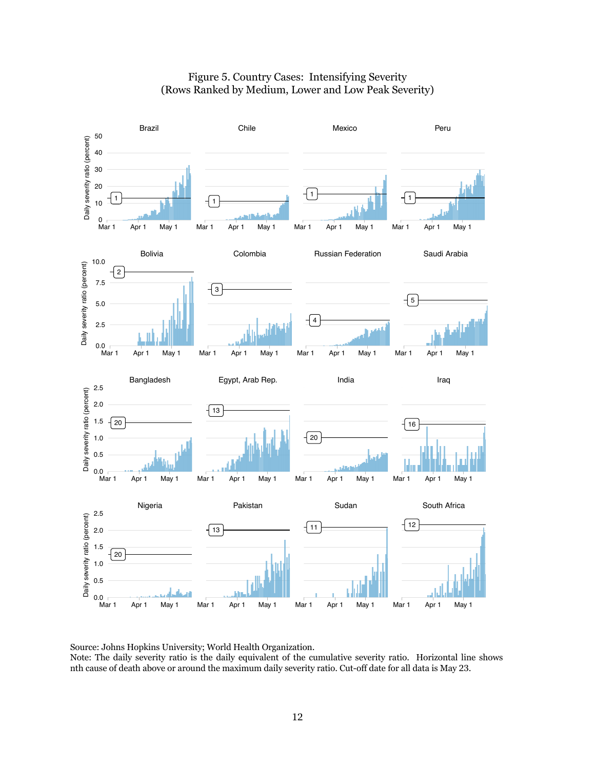Figure 5. Country Cases: Intensifying Severity
(Rows Ranked by Medium, Lower and Low Peak Severity)

Source: Johns Hopkins University; World Health Organization.
Note: The daily severity ratio is the daily equivalent of the cumulative severity ratio. Horizontal line shows nth cause of death above or around the maximum daily severity ratio. Cut-off date for all data is May 23.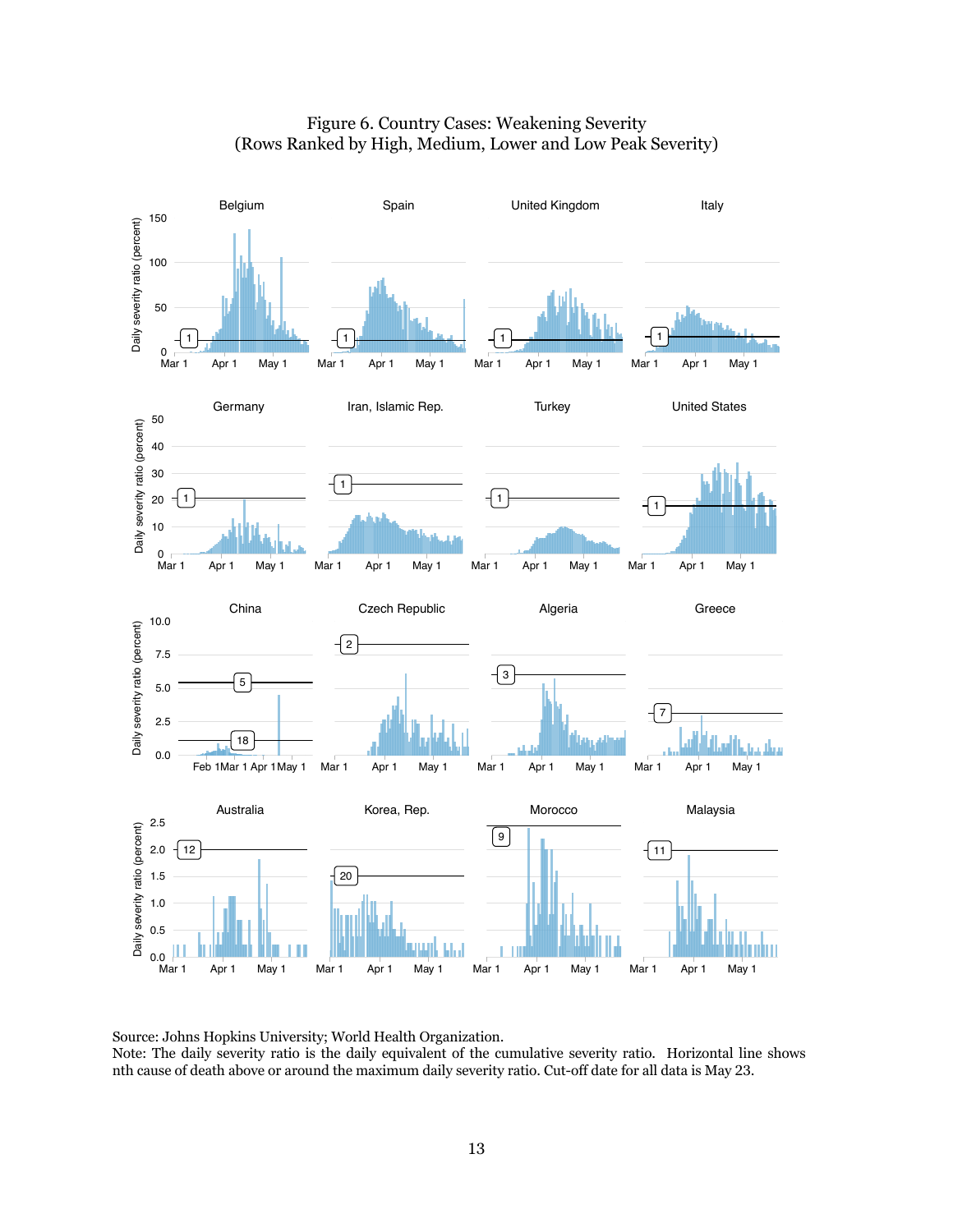Figure 6. Country Cases: Weakening Severity
(Rows Ranked by High, Medium, Lower and Low Peak Severity)

Source: Johns Hopkins University; World Health Organization.
Note: The daily severity ratio is the daily equivalent of the cumulative severity ratio. Horizontal line shows nth cause of death above or around the maximum daily severity ratio. Cut-off date for all data is May 23.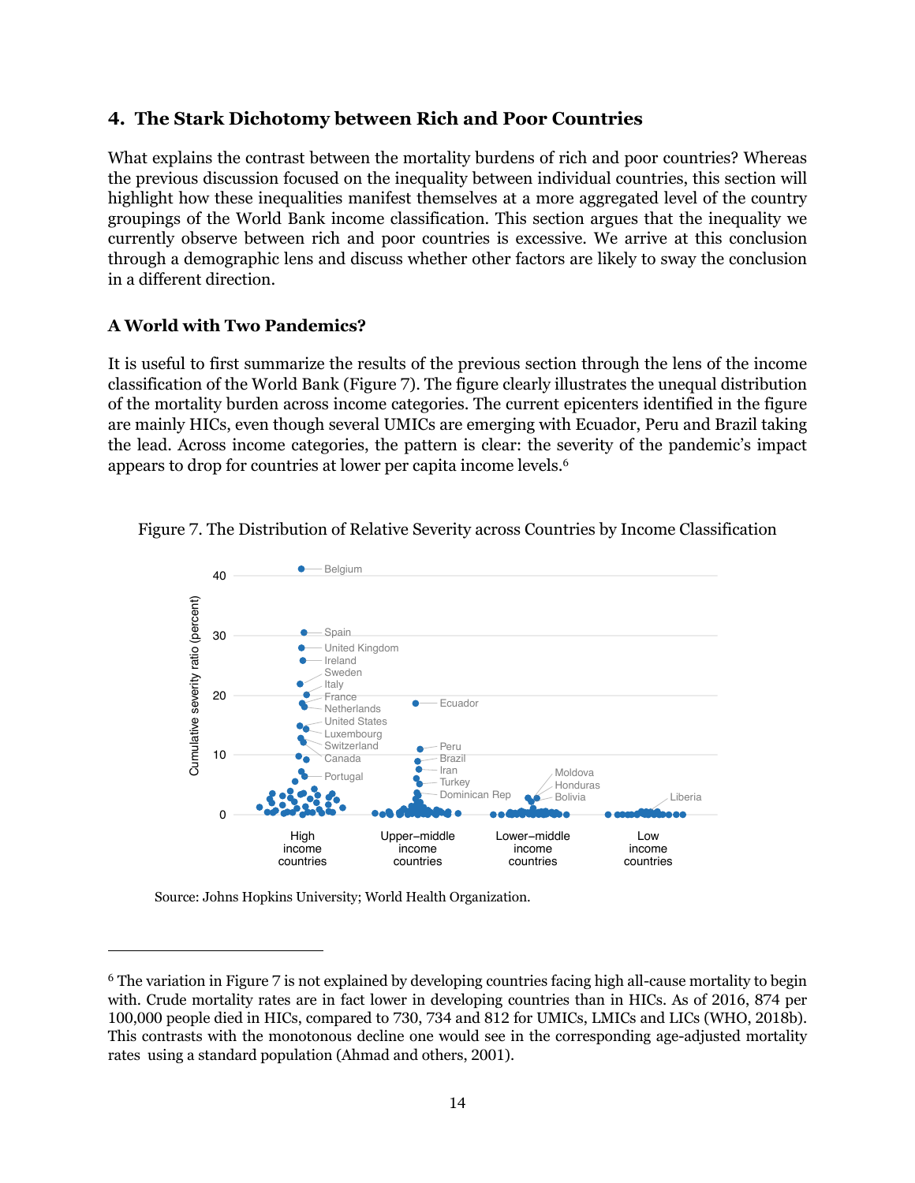## 4. The Stark Dichotomy between Rich and Poor Countries

What explains the contrast between the mortality burdens of rich and poor countries? Whereas the previous discussion focused on the inequality between individual countries, this section will highlight how these inequalities manifest themselves at a more aggregated level of the country groupings of the World Bank income classification. This section argues that the inequality we currently observe between rich and poor countries is excessive. We arrive at this conclusion through a demographic lens and discuss whether other factors are likely to sway the conclusion in a different direction.

### A World with Two Pandemics?

It is useful to first summarize the results of the previous section through the lens of the income classification of the World Bank (Figure 7). The figure clearly illustrates the unequal distribution of the mortality burden across income categories. The current epicenters identified in the figure are mainly HICs, even though several UMICs are emerging with Ecuador, Peru and Brazil taking the lead. Across income categories, the pattern is clear: the severity of the pandemic's impact appears to drop for countries at lower per capita income levels.[6]

Figure 7. The Distribution of Relative Severity across Countries by Income Classification

Source: Johns Hopkins University; World Health Organization.

---

[6] The variation in Figure 7 is not explained by developing countries facing high all-cause mortality to begin with. Crude mortality rates are in fact lower in developing countries than in HICs. As of 2016, 874 per 100,000 people died in HICs, compared to 730, 734 and 812 for UMICs, LMICs and LICs (WHO, 2018b). This contrasts with the monotonous decline one would see in the corresponding age-adjusted mortality rates using a standard population (Ahmad and others, 2001).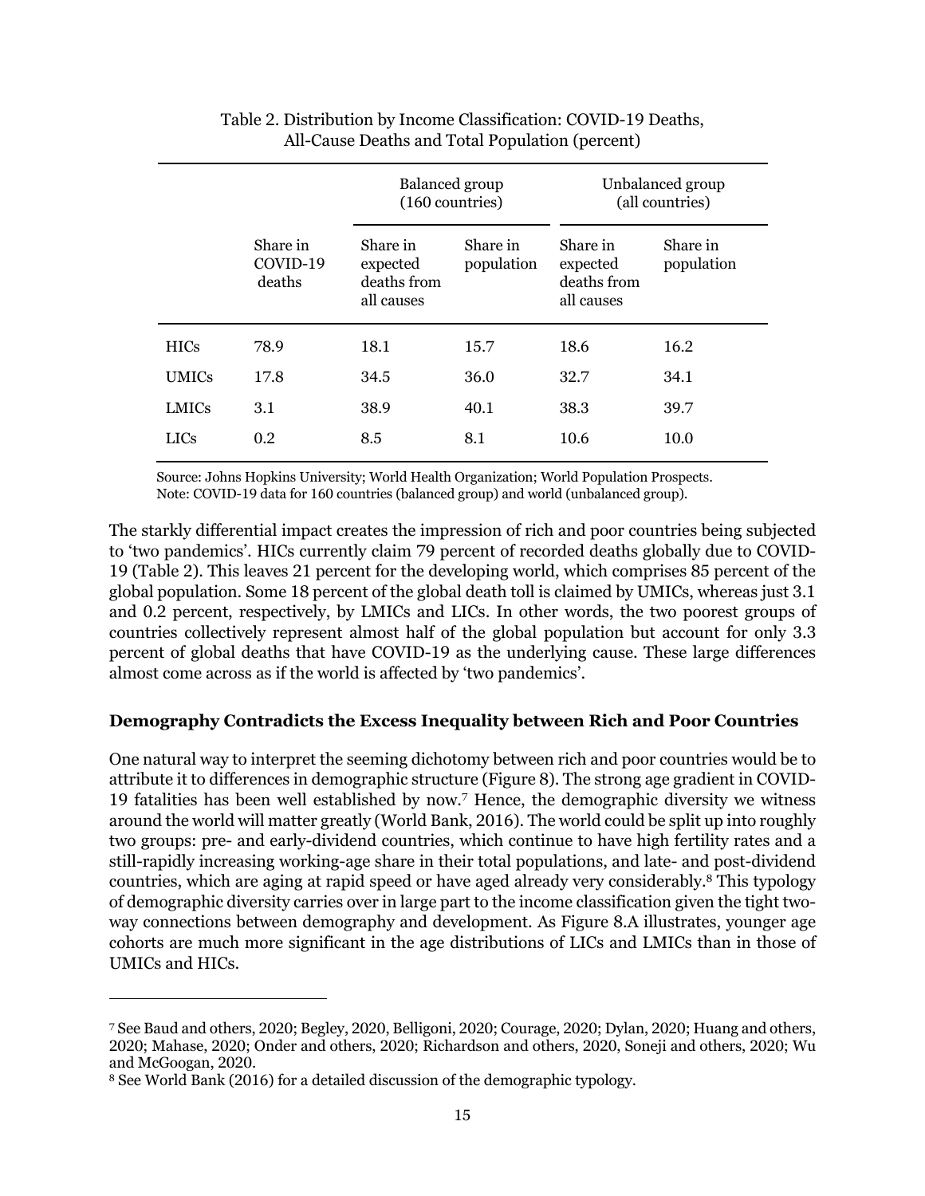Table 2. Distribution by Income Classification: COVID-19 Deaths, All-Cause Deaths and Total Population (percent)

| | | Balanced group (160 countries) | | Unbalanced group (all countries) | |
|---|---|---|---|---|---|
| | Share in COVID-19 deaths | Share in expected deaths from all causes | Share in population | Share in expected deaths from all causes | Share in population |
| HICs | 78.9 | 18.1 | 15.7 | 18.6 | 16.2 |
| UMICs | 17.8 | 34.5 | 36.0 | 32.7 | 34.1 |
| LMICs | 3.1 | 38.9 | 40.1 | 38.3 | 39.7 |
| LICs | 0.2 | 8.5 | 8.1 | 10.6 | 10.0 |

Source: Johns Hopkins University; World Health Organization; World Population Prospects.
Note: COVID-19 data for 160 countries (balanced group) and world (unbalanced group).

The starkly differential impact creates the impression of rich and poor countries being subjected to 'two pandemics'. HICs currently claim 79 percent of recorded deaths globally due to COVID-19 (Table 2). This leaves 21 percent for the developing world, which comprises 85 percent of the global population. Some 18 percent of the global death toll is claimed by UMICs, whereas just 3.1 and 0.2 percent, respectively, by LMICs and LICs. In other words, the two poorest groups of countries collectively represent almost half of the global population but account for only 3.3 percent of global deaths that have COVID-19 as the underlying cause. These large differences almost come across as if the world is affected by 'two pandemics'.

**Demography Contradicts the Excess Inequality between Rich and Poor Countries**

One natural way to interpret the seeming dichotomy between rich and poor countries would be to attribute it to differences in demographic structure (Figure 8). The strong age gradient in COVID-19 fatalities has been well established by now.[7] Hence, the demographic diversity we witness around the world will matter greatly (World Bank, 2016). The world could be split up into roughly two groups: pre- and early-dividend countries, which continue to have high fertility rates and a still-rapidly increasing working-age share in their total populations, and late- and post-dividend countries, which are aging at rapid speed or have aged already very considerably.[8] This typology of demographic diversity carries over in large part to the income classification given the tight two-way connections between demography and development. As Figure 8.A illustrates, younger age cohorts are much more significant in the age distributions of LICs and LMICs than in those of UMICs and HICs.

[7] See Baud and others, 2020; Begley, 2020, Belligoni, 2020; Courage, 2020; Dylan, 2020; Huang and others, 2020; Mahase, 2020; Onder and others, 2020; Richardson and others, 2020, Soneji and others, 2020; Wu and McGoogan, 2020.

[8] See World Bank (2016) for a detailed discussion of the demographic typology.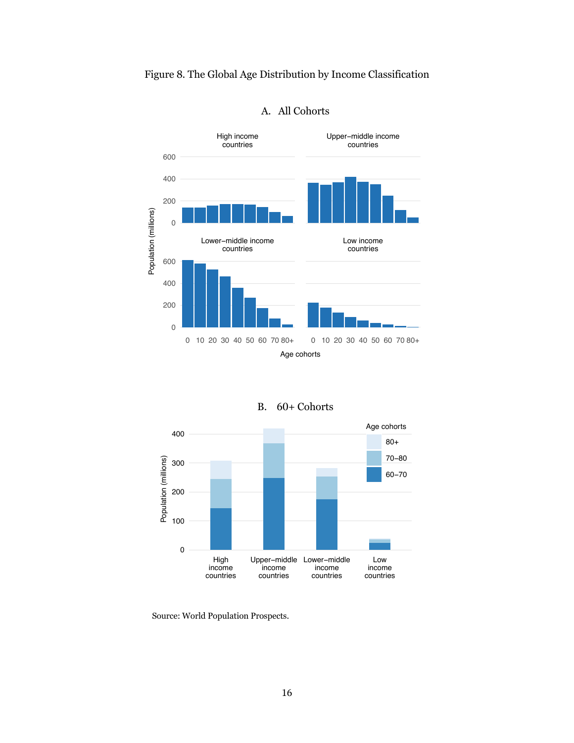Figure 8. The Global Age Distribution by Income Classification

A. All Cohorts

B. 60+ Cohorts

Source: World Population Prospects.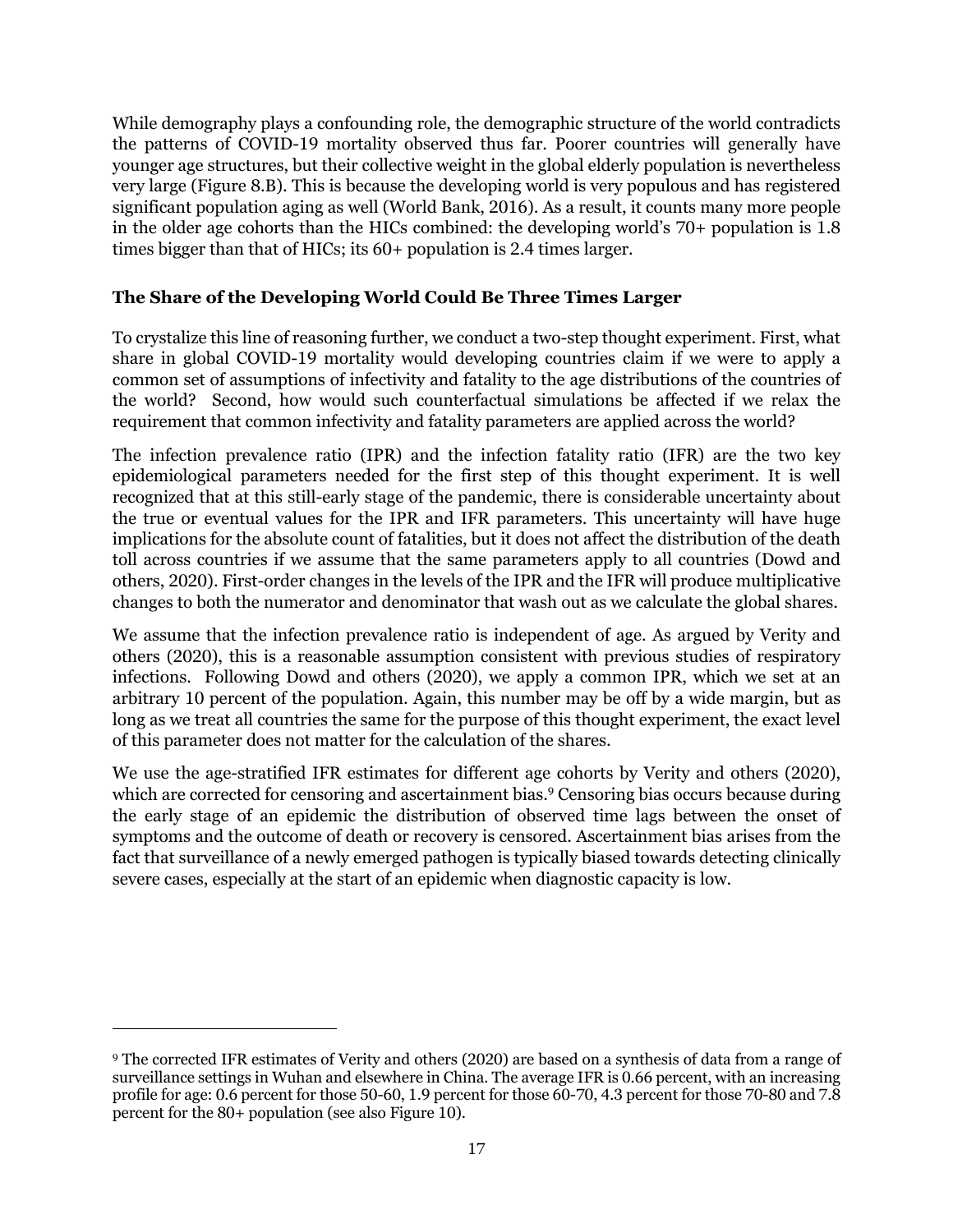While demography plays a confounding role, the demographic structure of the world contradicts the patterns of COVID-19 mortality observed thus far. Poorer countries will generally have younger age structures, but their collective weight in the global elderly population is nevertheless very large (Figure 8.B). This is because the developing world is very populous and has registered significant population aging as well (World Bank, 2016). As a result, it counts many more people in the older age cohorts than the HICs combined: the developing world's 70+ population is 1.8 times bigger than that of HICs; its 60+ population is 2.4 times larger.

### The Share of the Developing World Could Be Three Times Larger

To crystalize this line of reasoning further, we conduct a two-step thought experiment. First, what share in global COVID-19 mortality would developing countries claim if we were to apply a common set of assumptions of infectivity and fatality to the age distributions of the countries of the world? Second, how would such counterfactual simulations be affected if we relax the requirement that common infectivity and fatality parameters are applied across the world?

The infection prevalence ratio (IPR) and the infection fatality ratio (IFR) are the two key epidemiological parameters needed for the first step of this thought experiment. It is well recognized that at this still-early stage of the pandemic, there is considerable uncertainty about the true or eventual values for the IPR and IFR parameters. This uncertainty will have huge implications for the absolute count of fatalities, but it does not affect the distribution of the death toll across countries if we assume that the same parameters apply to all countries (Dowd and others, 2020). First-order changes in the levels of the IPR and the IFR will produce multiplicative changes to both the numerator and denominator that wash out as we calculate the global shares.

We assume that the infection prevalence ratio is independent of age. As argued by Verity and others (2020), this is a reasonable assumption consistent with previous studies of respiratory infections. Following Dowd and others (2020), we apply a common IPR, which we set at an arbitrary 10 percent of the population. Again, this number may be off by a wide margin, but as long as we treat all countries the same for the purpose of this thought experiment, the exact level of this parameter does not matter for the calculation of the shares.

We use the age-stratified IFR estimates for different age cohorts by Verity and others (2020), which are corrected for censoring and ascertainment bias.[9] Censoring bias occurs because during the early stage of an epidemic the distribution of observed time lags between the onset of symptoms and the outcome of death or recovery is censored. Ascertainment bias arises from the fact that surveillance of a newly emerged pathogen is typically biased towards detecting clinically severe cases, especially at the start of an epidemic when diagnostic capacity is low.

---

[9] The corrected IFR estimates of Verity and others (2020) are based on a synthesis of data from a range of surveillance settings in Wuhan and elsewhere in China. The average IFR is 0.66 percent, with an increasing profile for age: 0.6 percent for those 50-60, 1.9 percent for those 60-70, 4.3 percent for those 70-80 and 7.8 percent for the 80+ population (see also Figure 10).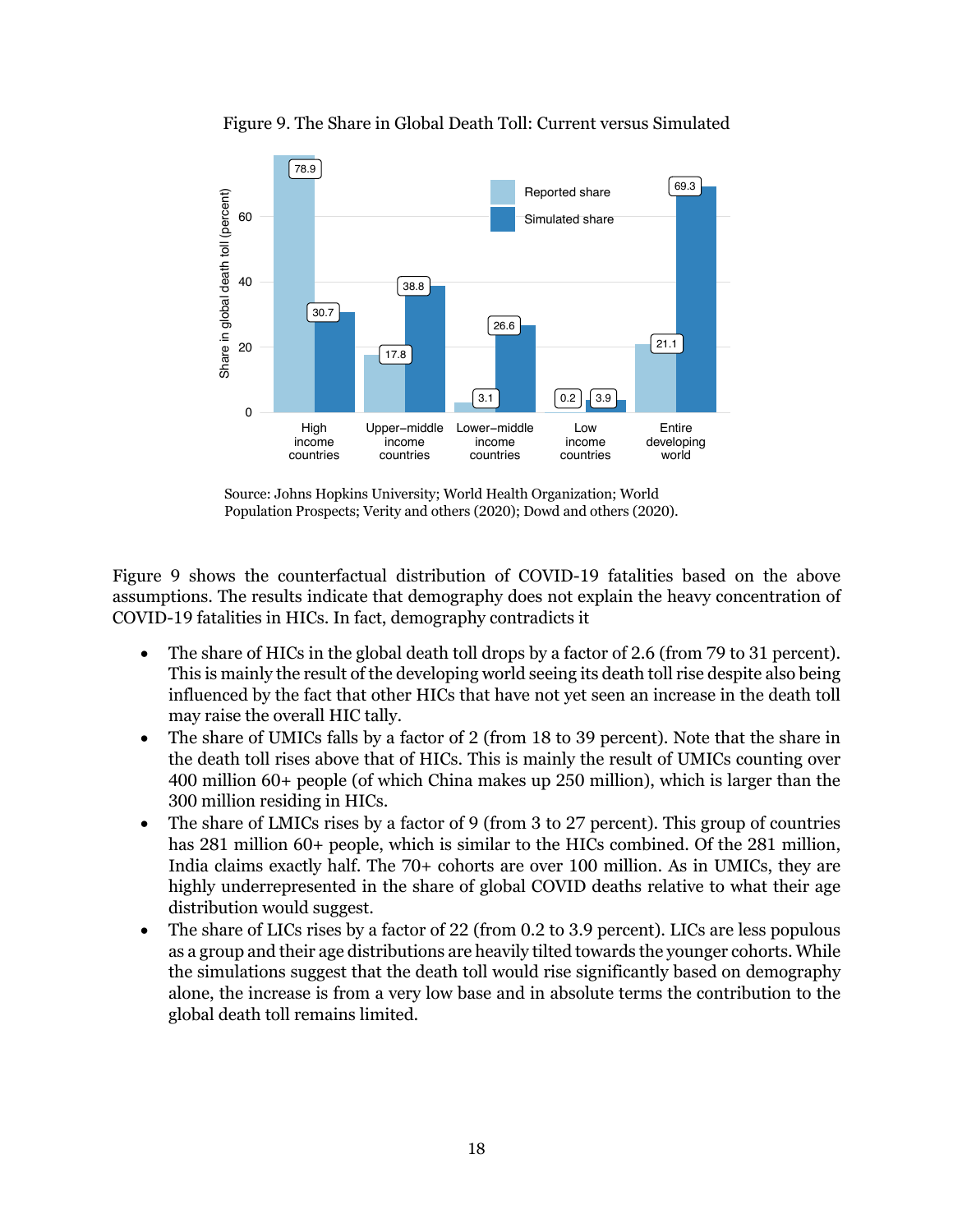Figure 9. The Share in Global Death Toll: Current versus Simulated

| | High income countries | Upper–middle income countries | Lower–middle income countries | Low income countries | Entire developing world |
|---|---|---|---|---|---|
| Reported share | 78.9 | 17.8 | 3.1 | 0.2 | 21.1 |
| Simulated share | 30.7 | 38.8 | 26.6 | 3.9 | 69.3 |

Source: Johns Hopkins University; World Health Organization; World Population Prospects; Verity and others (2020); Dowd and others (2020).

Figure 9 shows the counterfactual distribution of COVID-19 fatalities based on the above assumptions. The results indicate that demography does not explain the heavy concentration of COVID-19 fatalities in HICs. In fact, demography contradicts it

- The share of HICs in the global death toll drops by a factor of 2.6 (from 79 to 31 percent). This is mainly the result of the developing world seeing its death toll rise despite also being influenced by the fact that other HICs that have not yet seen an increase in the death toll may raise the overall HIC tally.
- The share of UMICs falls by a factor of 2 (from 18 to 39 percent). Note that the share in the death toll rises above that of HICs. This is mainly the result of UMICs counting over 400 million 60+ people (of which China makes up 250 million), which is larger than the 300 million residing in HICs.
- The share of LMICs rises by a factor of 9 (from 3 to 27 percent). This group of countries has 281 million 60+ people, which is similar to the HICs combined. Of the 281 million, India claims exactly half. The 70+ cohorts are over 100 million. As in UMICs, they are highly underrepresented in the share of global COVID deaths relative to what their age distribution would suggest.
- The share of LICs rises by a factor of 22 (from 0.2 to 3.9 percent). LICs are less populous as a group and their age distributions are heavily tilted towards the younger cohorts. While the simulations suggest that the death toll would rise significantly based on demography alone, the increase is from a very low base and in absolute terms the contribution to the global death toll remains limited.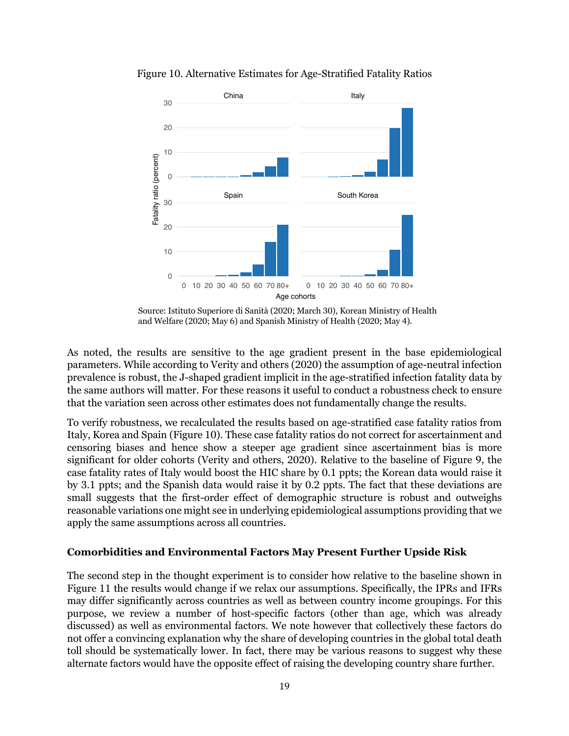Figure 10. Alternative Estimates for Age-Stratified Fatality Ratios

Source: Istituto Superiore di Sanità (2020; March 30), Korean Ministry of Health and Welfare (2020; May 6) and Spanish Ministry of Health (2020; May 4).

As noted, the results are sensitive to the age gradient present in the base epidemiological parameters. While according to Verity and others (2020) the assumption of age-neutral infection prevalence is robust, the J-shaped gradient implicit in the age-stratified infection fatality data by the same authors will matter. For these reasons it useful to conduct a robustness check to ensure that the variation seen across other estimates does not fundamentally change the results.

To verify robustness, we recalculated the results based on age-stratified case fatality ratios from Italy, Korea and Spain (Figure 10). These case fatality ratios do not correct for ascertainment and censoring biases and hence show a steeper age gradient since ascertainment bias is more significant for older cohorts (Verity and others, 2020). Relative to the baseline of Figure 9, the case fatality rates of Italy would boost the HIC share by 0.1 ppts; the Korean data would raise it by 3.1 ppts; and the Spanish data would raise it by 0.2 ppts. The fact that these deviations are small suggests that the first-order effect of demographic structure is robust and outweighs reasonable variations one might see in underlying epidemiological assumptions providing that we apply the same assumptions across all countries.

### Comorbidities and Environmental Factors May Present Further Upside Risk

The second step in the thought experiment is to consider how relative to the baseline shown in Figure 11 the results would change if we relax our assumptions. Specifically, the IPRs and IFRs may differ significantly across countries as well as between country income groupings. For this purpose, we review a number of host-specific factors (other than age, which was already discussed) as well as environmental factors. We note however that collectively these factors do not offer a convincing explanation why the share of developing countries in the global total death toll should be systematically lower. In fact, there may be various reasons to suggest why these alternate factors would have the opposite effect of raising the developing country share further.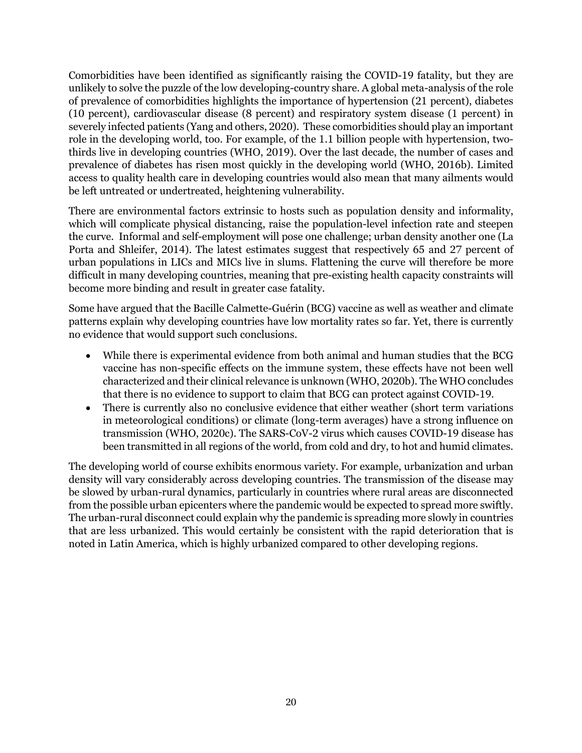Comorbidities have been identified as significantly raising the COVID-19 fatality, but they are unlikely to solve the puzzle of the low developing-country share. A global meta-analysis of the role of prevalence of comorbidities highlights the importance of hypertension (21 percent), diabetes (10 percent), cardiovascular disease (8 percent) and respiratory system disease (1 percent) in severely infected patients (Yang and others, 2020). These comorbidities should play an important role in the developing world, too. For example, of the 1.1 billion people with hypertension, two-thirds live in developing countries (WHO, 2019). Over the last decade, the number of cases and prevalence of diabetes has risen most quickly in the developing world (WHO, 2016b). Limited access to quality health care in developing countries would also mean that many ailments would be left untreated or undertreated, heightening vulnerability.

There are environmental factors extrinsic to hosts such as population density and informality, which will complicate physical distancing, raise the population-level infection rate and steepen the curve. Informal and self-employment will pose one challenge; urban density another one (La Porta and Shleifer, 2014). The latest estimates suggest that respectively 65 and 27 percent of urban populations in LICs and MICs live in slums. Flattening the curve will therefore be more difficult in many developing countries, meaning that pre-existing health capacity constraints will become more binding and result in greater case fatality.

Some have argued that the Bacille Calmette-Guérin (BCG) vaccine as well as weather and climate patterns explain why developing countries have low mortality rates so far. Yet, there is currently no evidence that would support such conclusions.

- While there is experimental evidence from both animal and human studies that the BCG vaccine has non-specific effects on the immune system, these effects have not been well characterized and their clinical relevance is unknown (WHO, 2020b). The WHO concludes that there is no evidence to support to claim that BCG can protect against COVID-19.
- There is currently also no conclusive evidence that either weather (short term variations in meteorological conditions) or climate (long-term averages) have a strong influence on transmission (WHO, 2020c). The SARS-CoV-2 virus which causes COVID-19 disease has been transmitted in all regions of the world, from cold and dry, to hot and humid climates.

The developing world of course exhibits enormous variety. For example, urbanization and urban density will vary considerably across developing countries. The transmission of the disease may be slowed by urban-rural dynamics, particularly in countries where rural areas are disconnected from the possible urban epicenters where the pandemic would be expected to spread more swiftly. The urban-rural disconnect could explain why the pandemic is spreading more slowly in countries that are less urbanized. This would certainly be consistent with the rapid deterioration that is noted in Latin America, which is highly urbanized compared to other developing regions.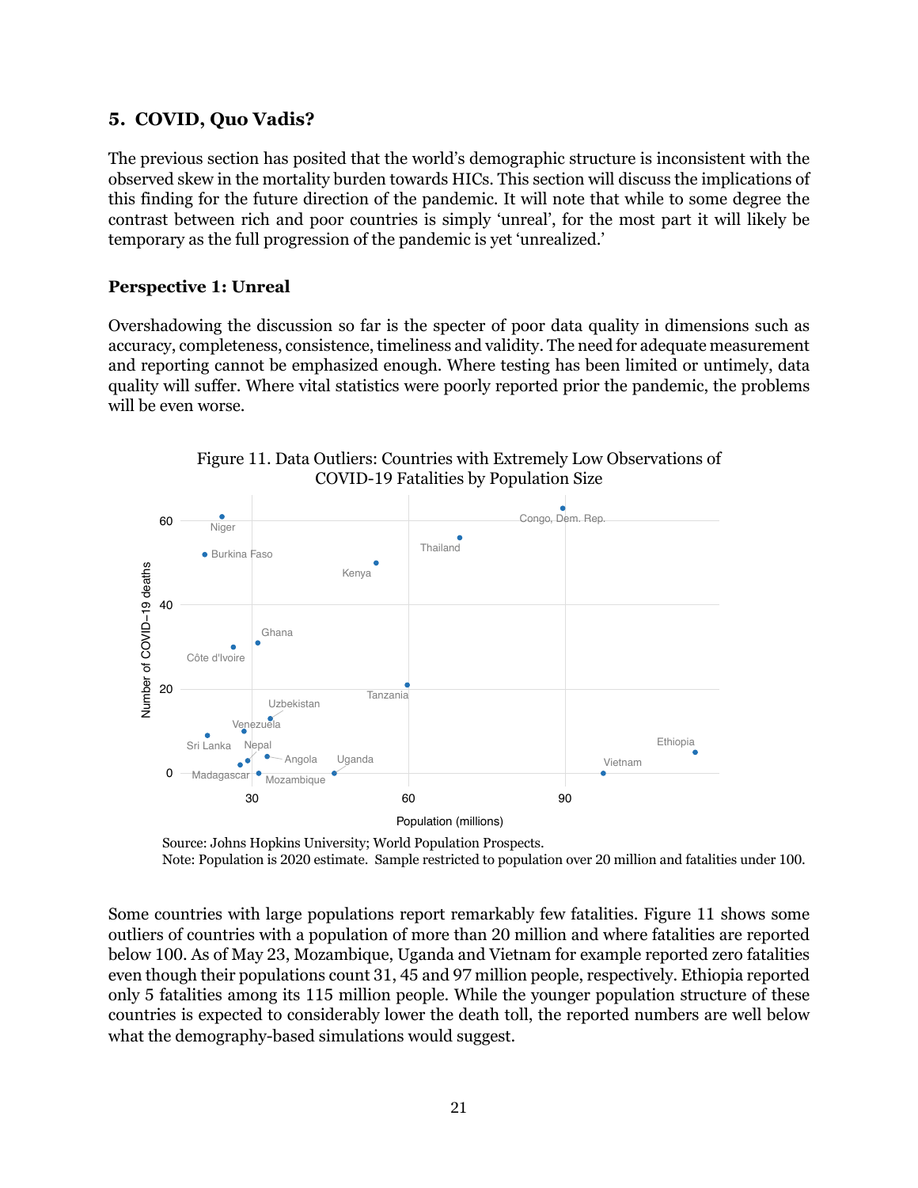## 5. COVID, Quo Vadis?

The previous section has posited that the world's demographic structure is inconsistent with the observed skew in the mortality burden towards HICs. This section will discuss the implications of this finding for the future direction of the pandemic. It will note that while to some degree the contrast between rich and poor countries is simply 'unreal', for the most part it will likely be temporary as the full progression of the pandemic is yet 'unrealized.'

### Perspective 1: Unreal

Overshadowing the discussion so far is the specter of poor data quality in dimensions such as accuracy, completeness, consistence, timeliness and validity. The need for adequate measurement and reporting cannot be emphasized enough. Where testing has been limited or untimely, data quality will suffer. Where vital statistics were poorly reported prior the pandemic, the problems will be even worse.

Figure 11. Data Outliers: Countries with Extremely Low Observations of COVID-19 Fatalities by Population Size

Source: Johns Hopkins University; World Population Prospects.
Note: Population is 2020 estimate. Sample restricted to population over 20 million and fatalities under 100.

Some countries with large populations report remarkably few fatalities. Figure 11 shows some outliers of countries with a population of more than 20 million and where fatalities are reported below 100. As of May 23, Mozambique, Uganda and Vietnam for example reported zero fatalities even though their populations count 31, 45 and 97 million people, respectively. Ethiopia reported only 5 fatalities among its 115 million people. While the younger population structure of these countries is expected to considerably lower the death toll, the reported numbers are well below what the demography-based simulations would suggest.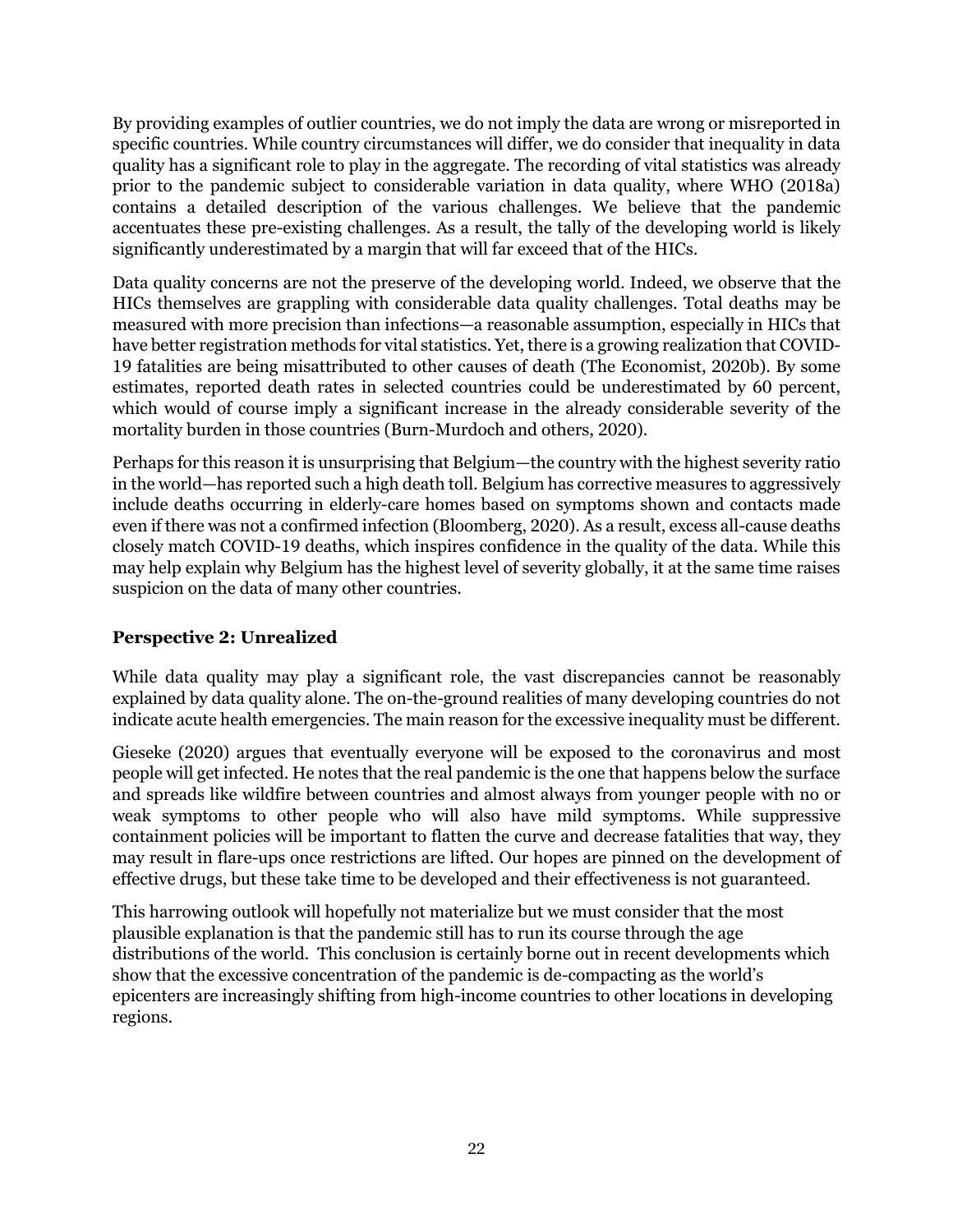By providing examples of outlier countries, we do not imply the data are wrong or misreported in specific countries. While country circumstances will differ, we do consider that inequality in data quality has a significant role to play in the aggregate. The recording of vital statistics was already prior to the pandemic subject to considerable variation in data quality, where WHO (2018a) contains a detailed description of the various challenges. We believe that the pandemic accentuates these pre-existing challenges. As a result, the tally of the developing world is likely significantly underestimated by a margin that will far exceed that of the HICs.

Data quality concerns are not the preserve of the developing world. Indeed, we observe that the HICs themselves are grappling with considerable data quality challenges. Total deaths may be measured with more precision than infections—a reasonable assumption, especially in HICs that have better registration methods for vital statistics. Yet, there is a growing realization that COVID-19 fatalities are being misattributed to other causes of death (The Economist, 2020b). By some estimates, reported death rates in selected countries could be underestimated by 60 percent, which would of course imply a significant increase in the already considerable severity of the mortality burden in those countries (Burn-Murdoch and others, 2020).

Perhaps for this reason it is unsurprising that Belgium—the country with the highest severity ratio in the world—has reported such a high death toll. Belgium has corrective measures to aggressively include deaths occurring in elderly-care homes based on symptoms shown and contacts made even if there was not a confirmed infection (Bloomberg, 2020). As a result, excess all-cause deaths closely match COVID-19 deaths, which inspires confidence in the quality of the data. While this may help explain why Belgium has the highest level of severity globally, it at the same time raises suspicion on the data of many other countries.

### Perspective 2: Unrealized

While data quality may play a significant role, the vast discrepancies cannot be reasonably explained by data quality alone. The on-the-ground realities of many developing countries do not indicate acute health emergencies. The main reason for the excessive inequality must be different.

Gieseke (2020) argues that eventually everyone will be exposed to the coronavirus and most people will get infected. He notes that the real pandemic is the one that happens below the surface and spreads like wildfire between countries and almost always from younger people with no or weak symptoms to other people who will also have mild symptoms. While suppressive containment policies will be important to flatten the curve and decrease fatalities that way, they may result in flare-ups once restrictions are lifted. Our hopes are pinned on the development of effective drugs, but these take time to be developed and their effectiveness is not guaranteed.

This harrowing outlook will hopefully not materialize but we must consider that the most plausible explanation is that the pandemic still has to run its course through the age distributions of the world. This conclusion is certainly borne out in recent developments which show that the excessive concentration of the pandemic is de-compacting as the world's epicenters are increasingly shifting from high-income countries to other locations in developing regions.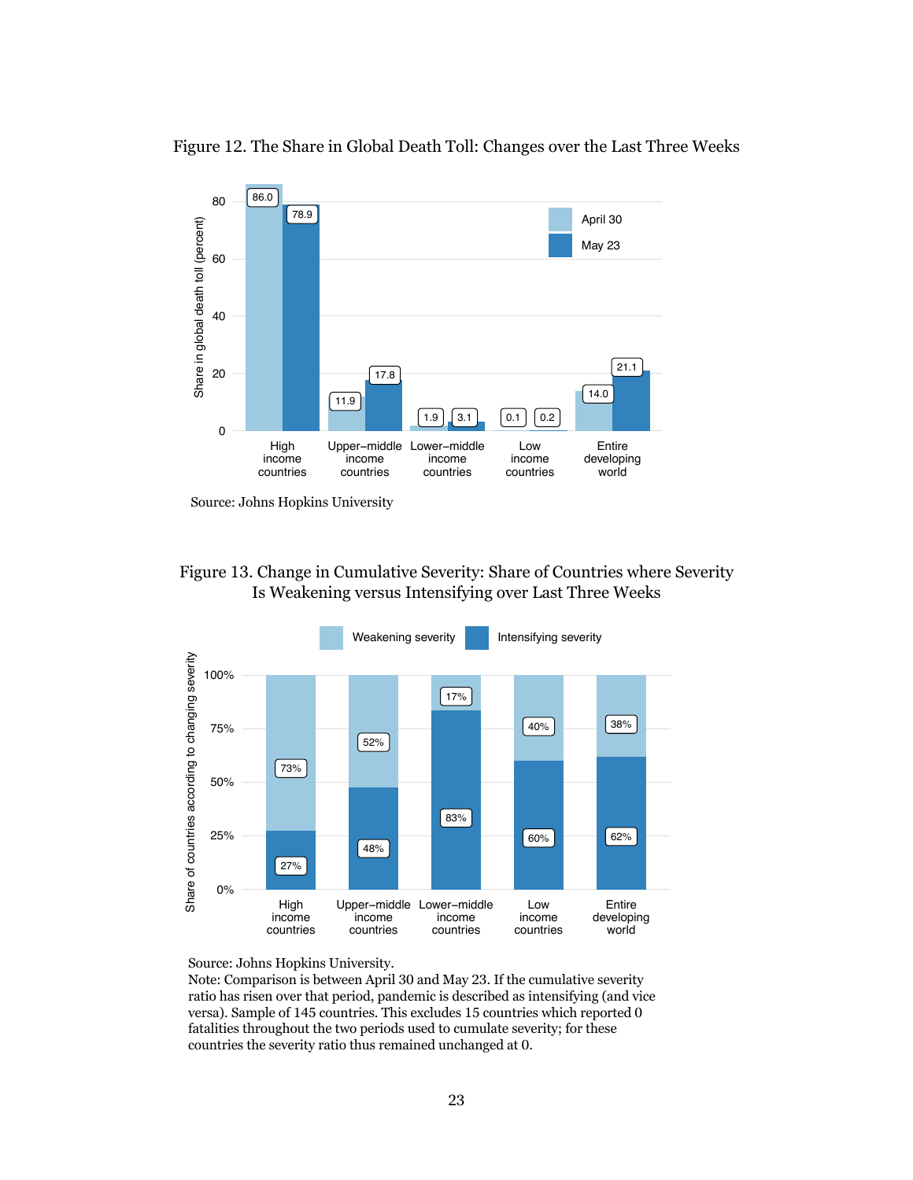Figure 12. The Share in Global Death Toll: Changes over the Last Three Weeks

| | April 30 | May 23 |
|---|---|---|
| High income countries | 86.0 | 78.9 |
| Upper–middle income countries | 11.9 | 17.8 |
| Lower–middle income countries | 1.9 | 3.1 |
| Low income countries | 0.1 | 0.2 |
| Entire developing world | 14.0 | 21.1 |

Source: Johns Hopkins University

Figure 13. Change in Cumulative Severity: Share of Countries where Severity Is Weakening versus Intensifying over Last Three Weeks

| | Weakening severity | Intensifying severity |
|---|---|---|
| High income countries | 73% | 27% |
| Upper–middle income countries | 52% | 48% |
| Lower–middle income countries | 17% | 83% |
| Low income countries | 40% | 60% |
| Entire developing world | 38% | 62% |

Source: Johns Hopkins University.
Note: Comparison is between April 30 and May 23. If the cumulative severity ratio has risen over that period, pandemic is described as intensifying (and vice versa). Sample of 145 countries. This excludes 15 countries which reported 0 fatalities throughout the two periods used to cumulate severity; for these countries the severity ratio thus remained unchanged at 0.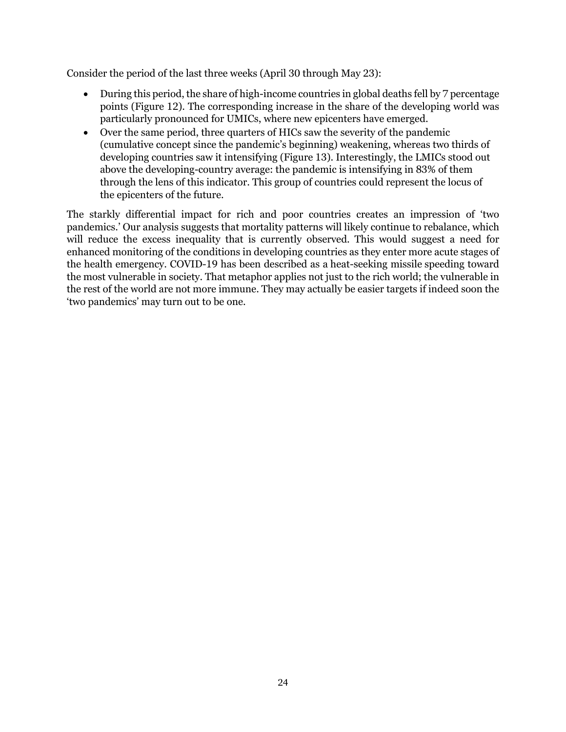Consider the period of the last three weeks (April 30 through May 23):

- During this period, the share of high-income countries in global deaths fell by 7 percentage points (Figure 12). The corresponding increase in the share of the developing world was particularly pronounced for UMICs, where new epicenters have emerged.
- Over the same period, three quarters of HICs saw the severity of the pandemic (cumulative concept since the pandemic's beginning) weakening, whereas two thirds of developing countries saw it intensifying (Figure 13). Interestingly, the LMICs stood out above the developing-country average: the pandemic is intensifying in 83% of them through the lens of this indicator. This group of countries could represent the locus of the epicenters of the future.

The starkly differential impact for rich and poor countries creates an impression of 'two pandemics.' Our analysis suggests that mortality patterns will likely continue to rebalance, which will reduce the excess inequality that is currently observed. This would suggest a need for enhanced monitoring of the conditions in developing countries as they enter more acute stages of the health emergency. COVID-19 has been described as a heat-seeking missile speeding toward the most vulnerable in society. That metaphor applies not just to the rich world; the vulnerable in the rest of the world are not more immune. They may actually be easier targets if indeed soon the 'two pandemics' may turn out to be one.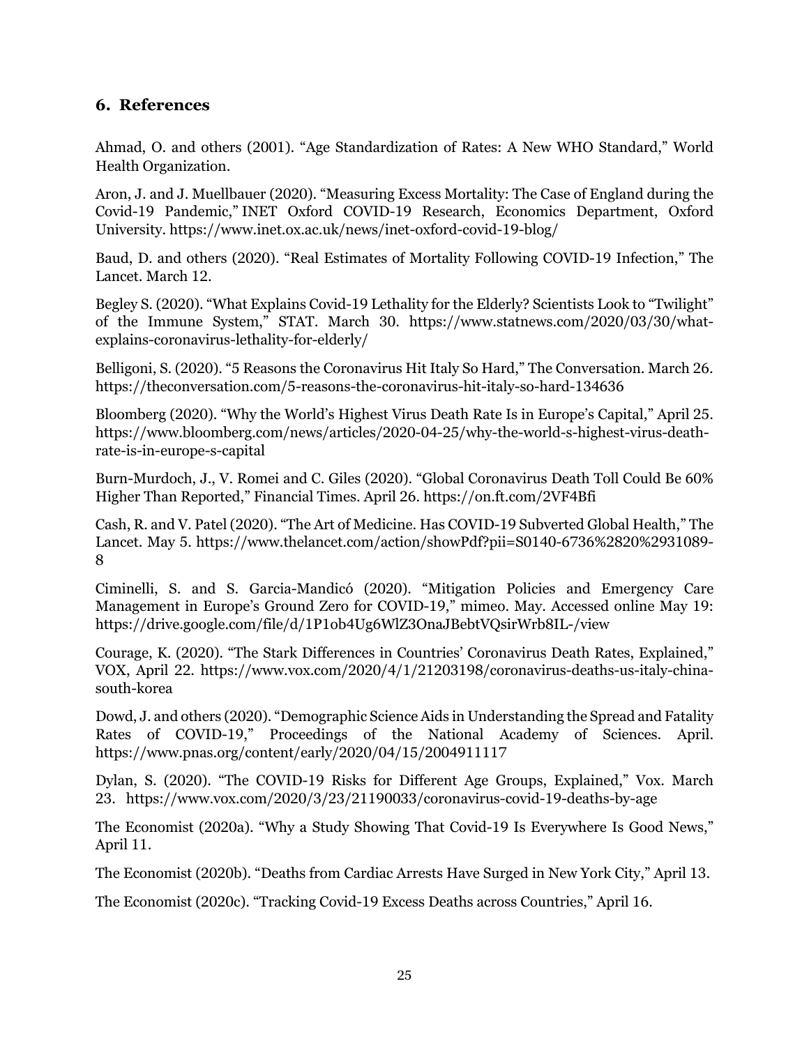## 6. References

Ahmad, O. and others (2001). "Age Standardization of Rates: A New WHO Standard," World Health Organization.

Aron, J. and J. Muellbauer (2020). "Measuring Excess Mortality: The Case of England during the Covid-19 Pandemic," INET Oxford COVID-19 Research, Economics Department, Oxford University. https://www.inet.ox.ac.uk/news/inet-oxford-covid-19-blog/

Baud, D. and others (2020). "Real Estimates of Mortality Following COVID-19 Infection," The Lancet. March 12.

Begley S. (2020). "What Explains Covid-19 Lethality for the Elderly? Scientists Look to "Twilight" of the Immune System," STAT. March 30. https://www.statnews.com/2020/03/30/what-explains-coronavirus-lethality-for-elderly/

Belligoni, S. (2020). "5 Reasons the Coronavirus Hit Italy So Hard," The Conversation. March 26. https://theconversation.com/5-reasons-the-coronavirus-hit-italy-so-hard-134636

Bloomberg (2020). "Why the World's Highest Virus Death Rate Is in Europe's Capital," April 25. https://www.bloomberg.com/news/articles/2020-04-25/why-the-world-s-highest-virus-death-rate-is-in-europe-s-capital

Burn-Murdoch, J., V. Romei and C. Giles (2020). "Global Coronavirus Death Toll Could Be 60% Higher Than Reported," Financial Times. April 26. https://on.ft.com/2VF4Bfi

Cash, R. and V. Patel (2020). "The Art of Medicine. Has COVID-19 Subverted Global Health," The Lancet. May 5. https://www.thelancet.com/action/showPdf?pii=S0140-6736%2820%2931089-8

Ciminelli, S. and S. Garcia-Mandicó (2020). "Mitigation Policies and Emergency Care Management in Europe's Ground Zero for COVID-19," mimeo. May. Accessed online May 19: https://drive.google.com/file/d/1P1ob4Ug6WlZ3OnaJBebtVQsirWrb8IL-/view

Courage, K. (2020). "The Stark Differences in Countries' Coronavirus Death Rates, Explained," VOX, April 22. https://www.vox.com/2020/4/1/21203198/coronavirus-deaths-us-italy-china-south-korea

Dowd, J. and others (2020). "Demographic Science Aids in Understanding the Spread and Fatality Rates of COVID-19," Proceedings of the National Academy of Sciences. April. https://www.pnas.org/content/early/2020/04/15/2004911117

Dylan, S. (2020). "The COVID-19 Risks for Different Age Groups, Explained," Vox. March 23. https://www.vox.com/2020/3/23/21190033/coronavirus-covid-19-deaths-by-age

The Economist (2020a). "Why a Study Showing That Covid-19 Is Everywhere Is Good News," April 11.

The Economist (2020b). "Deaths from Cardiac Arrests Have Surged in New York City," April 13.

The Economist (2020c). "Tracking Covid-19 Excess Deaths across Countries," April 16.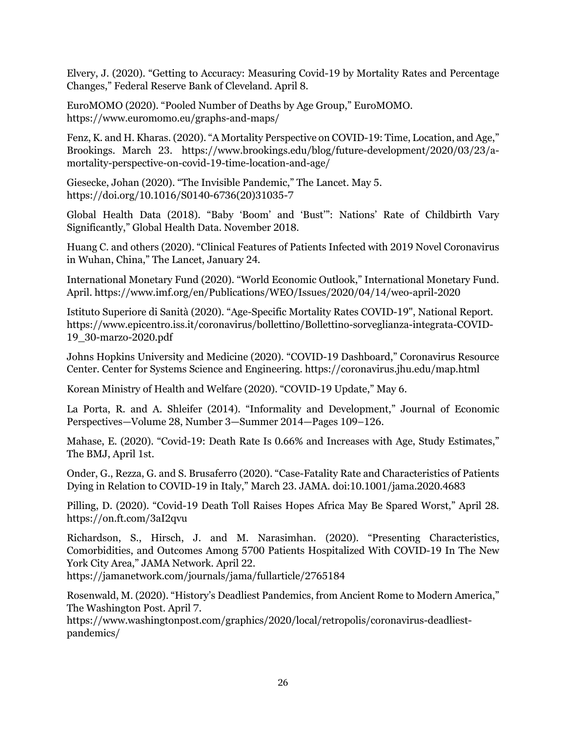Elvery, J. (2020). “Getting to Accuracy: Measuring Covid-19 by Mortality Rates and Percentage Changes,” Federal Reserve Bank of Cleveland. April 8.

EuroMOMO (2020). “Pooled Number of Deaths by Age Group,” EuroMOMO. https://www.euromomo.eu/graphs-and-maps/

Fenz, K. and H. Kharas. (2020). “A Mortality Perspective on COVID-19: Time, Location, and Age,” Brookings. March 23. https://www.brookings.edu/blog/future-development/2020/03/23/a-mortality-perspective-on-covid-19-time-location-and-age/

Giesecke, Johan (2020). “The Invisible Pandemic,” The Lancet. May 5. https://doi.org/10.1016/S0140-6736(20)31035-7

Global Health Data (2018). “Baby ‘Boom’ and ‘Bust’”: Nations’ Rate of Childbirth Vary Significantly,” Global Health Data. November 2018.

Huang C. and others (2020). “Clinical Features of Patients Infected with 2019 Novel Coronavirus in Wuhan, China,” The Lancet, January 24.

International Monetary Fund (2020). “World Economic Outlook,” International Monetary Fund. April. https://www.imf.org/en/Publications/WEO/Issues/2020/04/14/weo-april-2020

Istituto Superiore di Sanità (2020). “Age-Specific Mortality Rates COVID-19", National Report. https://www.epicentro.iss.it/coronavirus/bollettino/Bollettino-sorveglianza-integrata-COVID-19_30-marzo-2020.pdf

Johns Hopkins University and Medicine (2020). “COVID-19 Dashboard,” Coronavirus Resource Center. Center for Systems Science and Engineering. https://coronavirus.jhu.edu/map.html

Korean Ministry of Health and Welfare (2020). “COVID-19 Update,” May 6.

La Porta, R. and A. Shleifer (2014). “Informality and Development,” Journal of Economic Perspectives—Volume 28, Number 3—Summer 2014—Pages 109–126.

Mahase, E. (2020). “Covid-19: Death Rate Is 0.66% and Increases with Age, Study Estimates,” The BMJ, April 1st.

Onder, G., Rezza, G. and S. Brusaferro (2020). “Case-Fatality Rate and Characteristics of Patients Dying in Relation to COVID-19 in Italy,” March 23. JAMA. doi:10.1001/jama.2020.4683

Pilling, D. (2020). “Covid-19 Death Toll Raises Hopes Africa May Be Spared Worst,” April 28. https://on.ft.com/3aI2qvu

Richardson, S., Hirsch, J. and M. Narasimhan. (2020). “Presenting Characteristics, Comorbidities, and Outcomes Among 5700 Patients Hospitalized With COVID-19 In The New York City Area,” JAMA Network. April 22.
https://jamanetwork.com/journals/jama/fullarticle/2765184

Rosenwald, M. (2020). “History’s Deadliest Pandemics, from Ancient Rome to Modern America,” The Washington Post. April 7.
https://www.washingtonpost.com/graphics/2020/local/retropolis/coronavirus-deadliest-pandemics/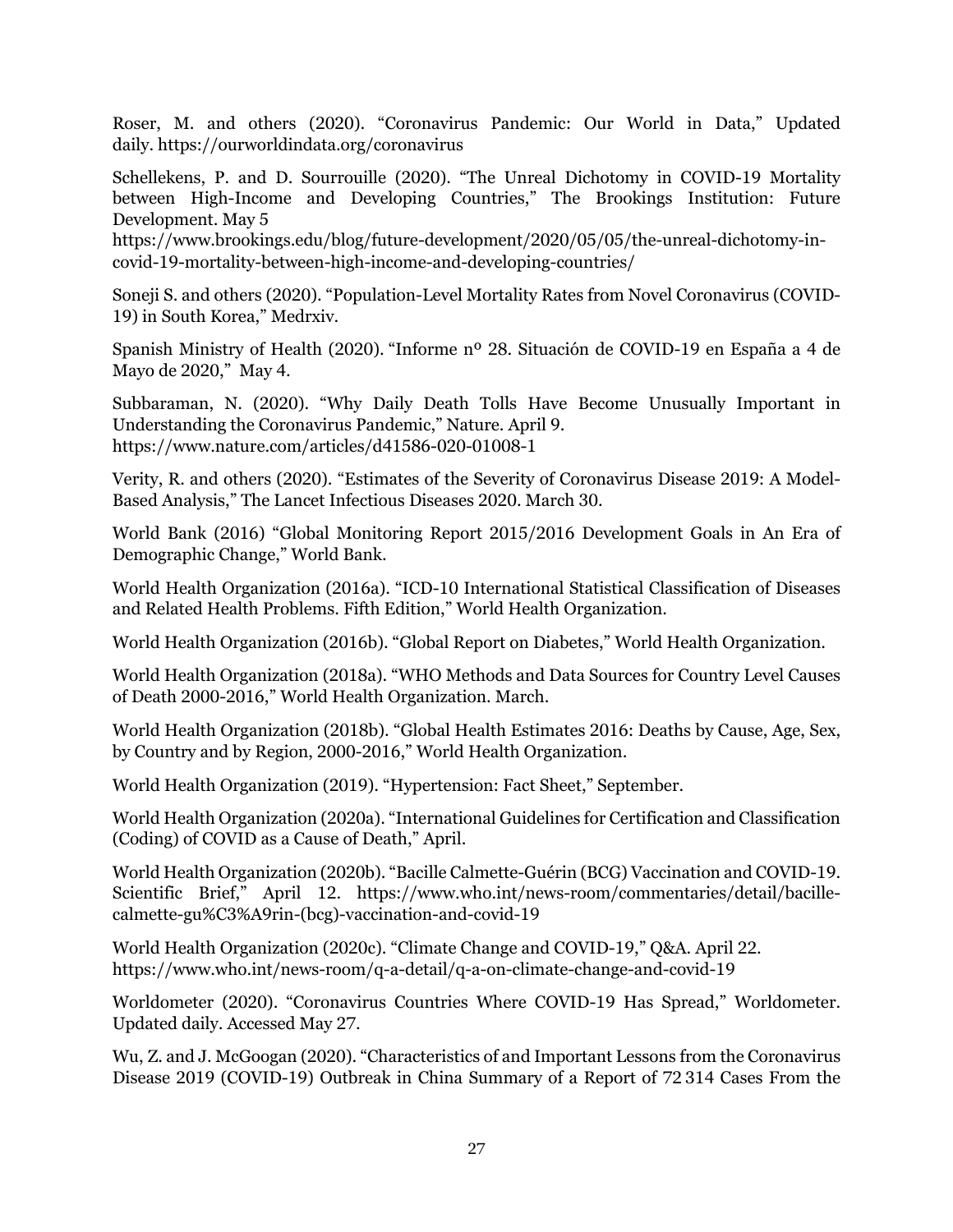Roser, M. and others (2020). “Coronavirus Pandemic: Our World in Data,” Updated daily. https://ourworldindata.org/coronavirus

Schellekens, P. and D. Sourrouille (2020). “The Unreal Dichotomy in COVID-19 Mortality between High-Income and Developing Countries,” The Brookings Institution: Future Development. May 5 https://www.brookings.edu/blog/future-development/2020/05/05/the-unreal-dichotomy-in-covid-19-mortality-between-high-income-and-developing-countries/

Soneji S. and others (2020). “Population-Level Mortality Rates from Novel Coronavirus (COVID-19) in South Korea,” Medrxiv.

Spanish Ministry of Health (2020). “Informe nº 28. Situación de COVID-19 en España a 4 de Mayo de 2020,” May 4.

Subbaraman, N. (2020). “Why Daily Death Tolls Have Become Unusually Important in Understanding the Coronavirus Pandemic,” Nature. April 9. https://www.nature.com/articles/d41586-020-01008-1

Verity, R. and others (2020). “Estimates of the Severity of Coronavirus Disease 2019: A Model-Based Analysis,” The Lancet Infectious Diseases 2020. March 30.

World Bank (2016) “Global Monitoring Report 2015/2016 Development Goals in An Era of Demographic Change,” World Bank.

World Health Organization (2016a). “ICD-10 International Statistical Classification of Diseases and Related Health Problems. Fifth Edition,” World Health Organization.

World Health Organization (2016b). “Global Report on Diabetes,” World Health Organization.

World Health Organization (2018a). “WHO Methods and Data Sources for Country Level Causes of Death 2000-2016,” World Health Organization. March.

World Health Organization (2018b). “Global Health Estimates 2016: Deaths by Cause, Age, Sex, by Country and by Region, 2000-2016,” World Health Organization.

World Health Organization (2019). “Hypertension: Fact Sheet,” September.

World Health Organization (2020a). “International Guidelines for Certification and Classification (Coding) of COVID as a Cause of Death,” April.

World Health Organization (2020b). “Bacille Calmette-Guérin (BCG) Vaccination and COVID-19. Scientific Brief,” April 12. https://www.who.int/news-room/commentaries/detail/bacille-calmette-gu%C3%A9rin-(bcg)-vaccination-and-covid-19

World Health Organization (2020c). “Climate Change and COVID-19,” Q&A. April 22. https://www.who.int/news-room/q-a-detail/q-a-on-climate-change-and-covid-19

Worldometer (2020). “Coronavirus Countries Where COVID-19 Has Spread,” Worldometer. Updated daily. Accessed May 27.

Wu, Z. and J. McGoogan (2020). “Characteristics of and Important Lessons from the Coronavirus Disease 2019 (COVID-19) Outbreak in China Summary of a Report of 72 314 Cases From the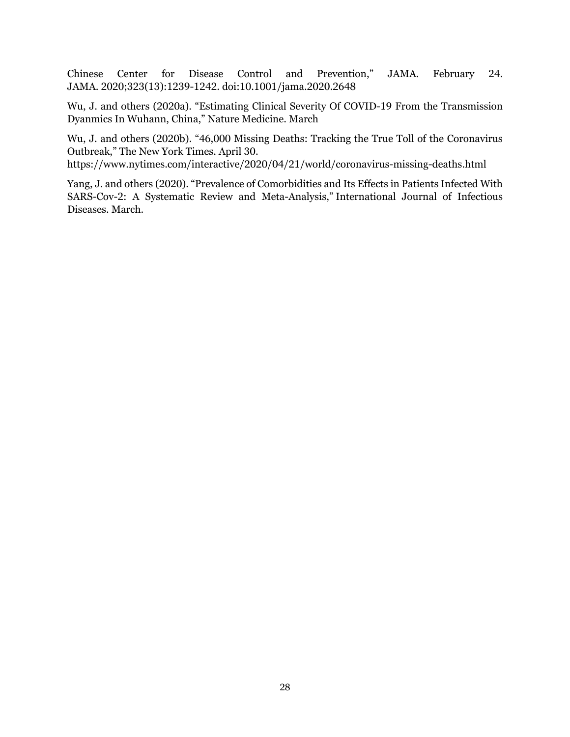Chinese Center for Disease Control and Prevention," JAMA. February 24. JAMA. 2020;323(13):1239-1242. doi:10.1001/jama.2020.2648

Wu, J. and others (2020a). "Estimating Clinical Severity Of COVID-19 From the Transmission Dyanmics In Wuhann, China," Nature Medicine. March

Wu, J. and others (2020b). "46,000 Missing Deaths: Tracking the True Toll of the Coronavirus Outbreak," The New York Times. April 30. https://www.nytimes.com/interactive/2020/04/21/world/coronavirus-missing-deaths.html

Yang, J. and others (2020). "Prevalence of Comorbidities and Its Effects in Patients Infected With SARS-Cov-2: A Systematic Review and Meta-Analysis," International Journal of Infectious Diseases. March.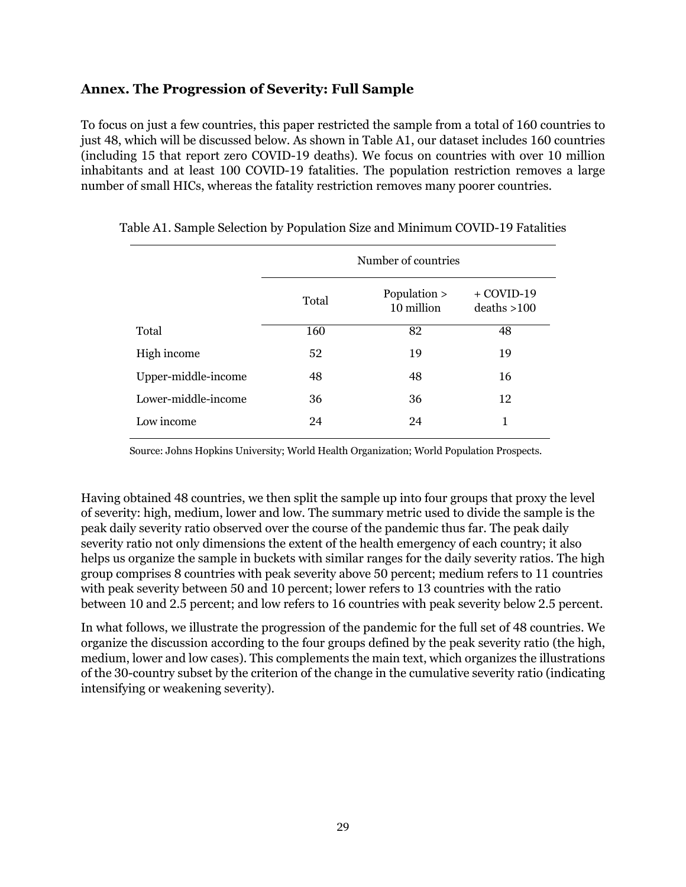## Annex. The Progression of Severity: Full Sample

To focus on just a few countries, this paper restricted the sample from a total of 160 countries to just 48, which will be discussed below. As shown in Table A1, our dataset includes 160 countries (including 15 that report zero COVID-19 deaths). We focus on countries with over 10 million inhabitants and at least 100 COVID-19 fatalities. The population restriction removes a large number of small HICs, whereas the fatality restriction removes many poorer countries.

Table A1. Sample Selection by Population Size and Minimum COVID-19 Fatalities

| | Number of countries | | |
|---|---|---|---|
| | Total | Population > 10 million | + COVID-19 deaths >100 |
| Total | 160 | 82 | 48 |
| High income | 52 | 19 | 19 |
| Upper-middle-income | 48 | 48 | 16 |
| Lower-middle-income | 36 | 36 | 12 |
| Low income | 24 | 24 | 1 |

Source: Johns Hopkins University; World Health Organization; World Population Prospects.

Having obtained 48 countries, we then split the sample up into four groups that proxy the level of severity: high, medium, lower and low. The summary metric used to divide the sample is the peak daily severity ratio observed over the course of the pandemic thus far. The peak daily severity ratio not only dimensions the extent of the health emergency of each country; it also helps us organize the sample in buckets with similar ranges for the daily severity ratios. The high group comprises 8 countries with peak severity above 50 percent; medium refers to 11 countries with peak severity between 50 and 10 percent; lower refers to 13 countries with the ratio between 10 and 2.5 percent; and low refers to 16 countries with peak severity below 2.5 percent.

In what follows, we illustrate the progression of the pandemic for the full set of 48 countries. We organize the discussion according to the four groups defined by the peak severity ratio (the high, medium, lower and low cases). This complements the main text, which organizes the illustrations of the 30-country subset by the criterion of the change in the cumulative severity ratio (indicating intensifying or weakening severity).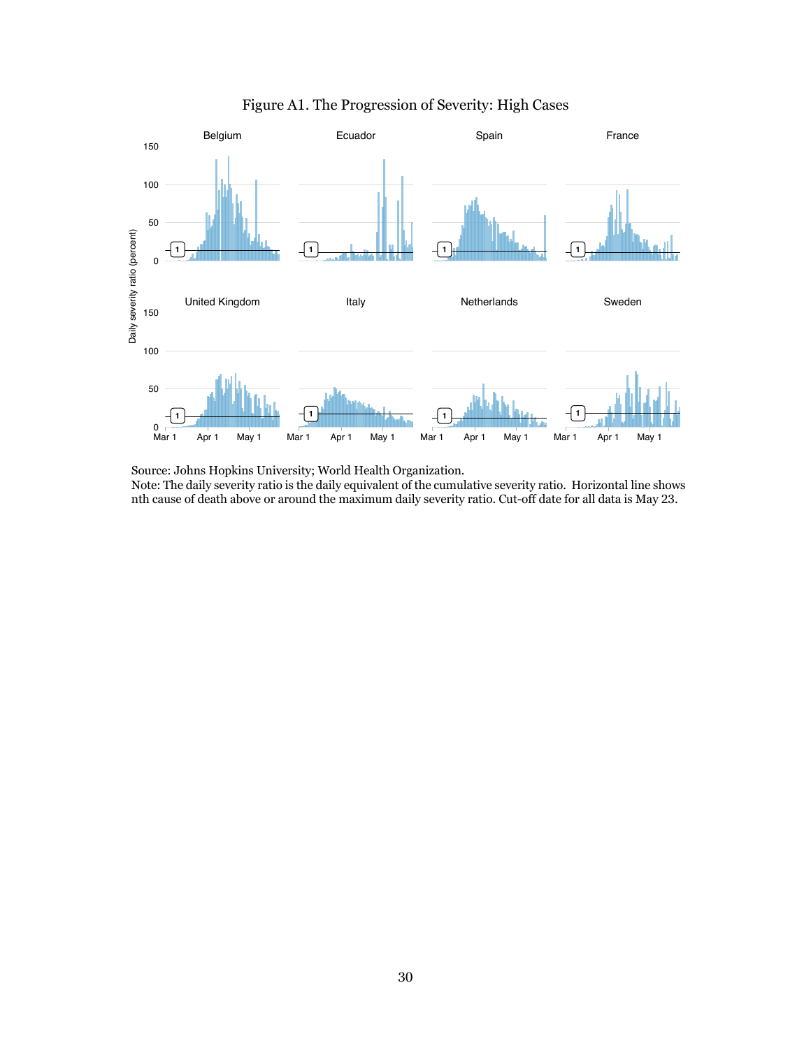Figure A1. The Progression of Severity: High Cases

Source: Johns Hopkins University; World Health Organization.
Note: The daily severity ratio is the daily equivalent of the cumulative severity ratio. Horizontal line shows nth cause of death above or around the maximum daily severity ratio. Cut-off date for all data is May 23.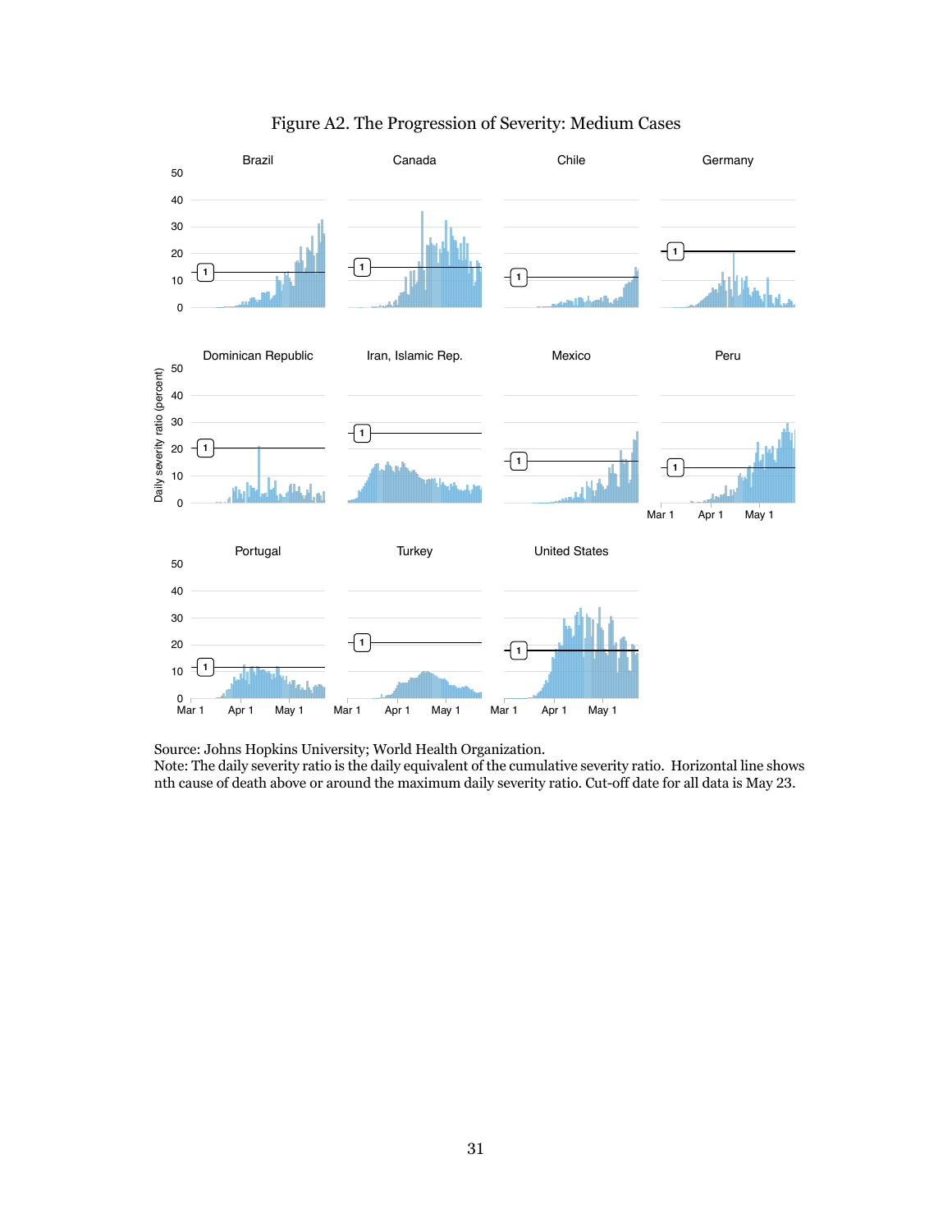# Figure A2. The Progression of Severity: Medium Cases

Source: Johns Hopkins University; World Health Organization.
Note: The daily severity ratio is the daily equivalent of the cumulative severity ratio. Horizontal line shows nth cause of death above or around the maximum daily severity ratio. Cut-off date for all data is May 23.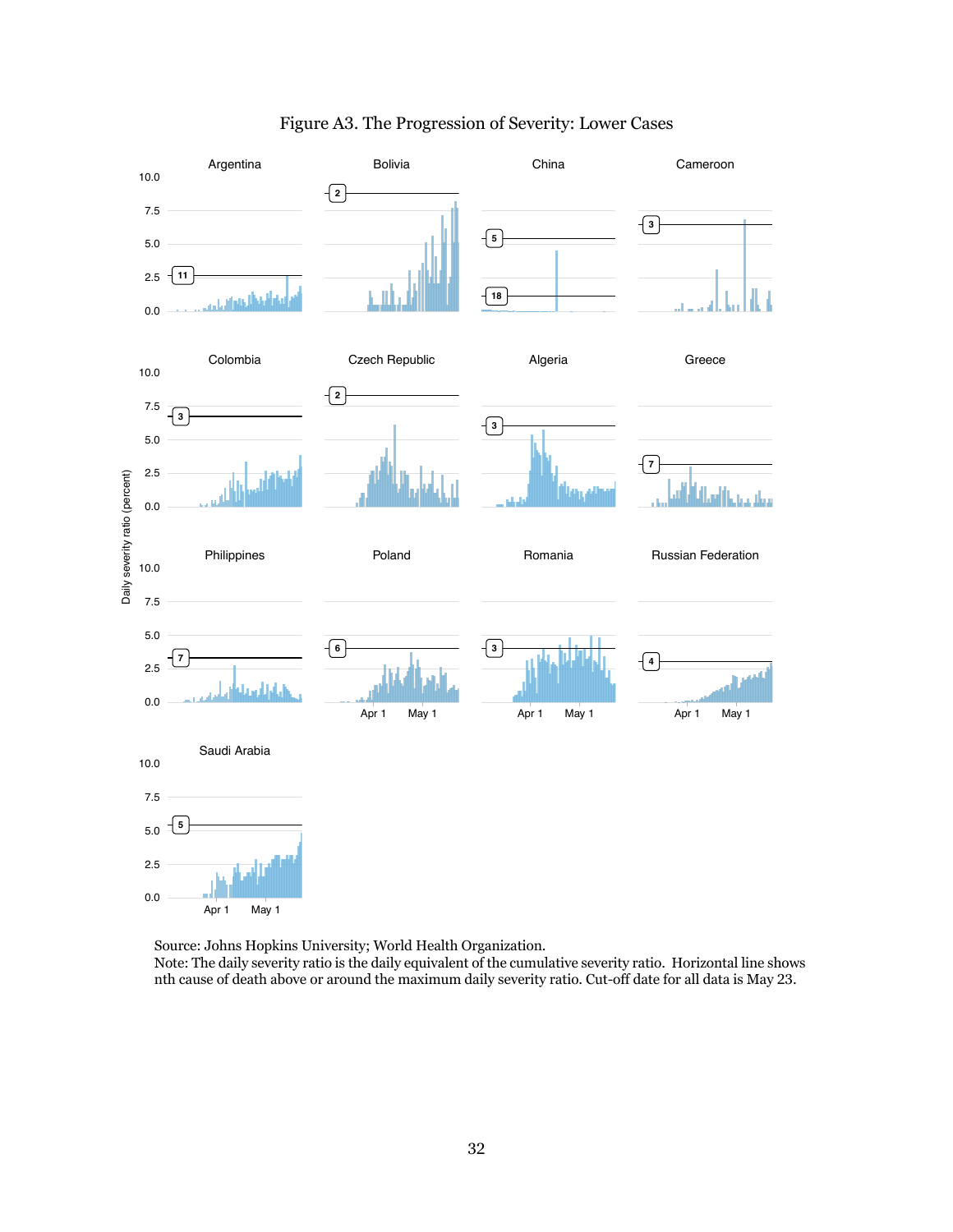Figure A3. The Progression of Severity: Lower Cases

Source: Johns Hopkins University; World Health Organization.
Note: The daily severity ratio is the daily equivalent of the cumulative severity ratio. Horizontal line shows nth cause of death above or around the maximum daily severity ratio. Cut-off date for all data is May 23.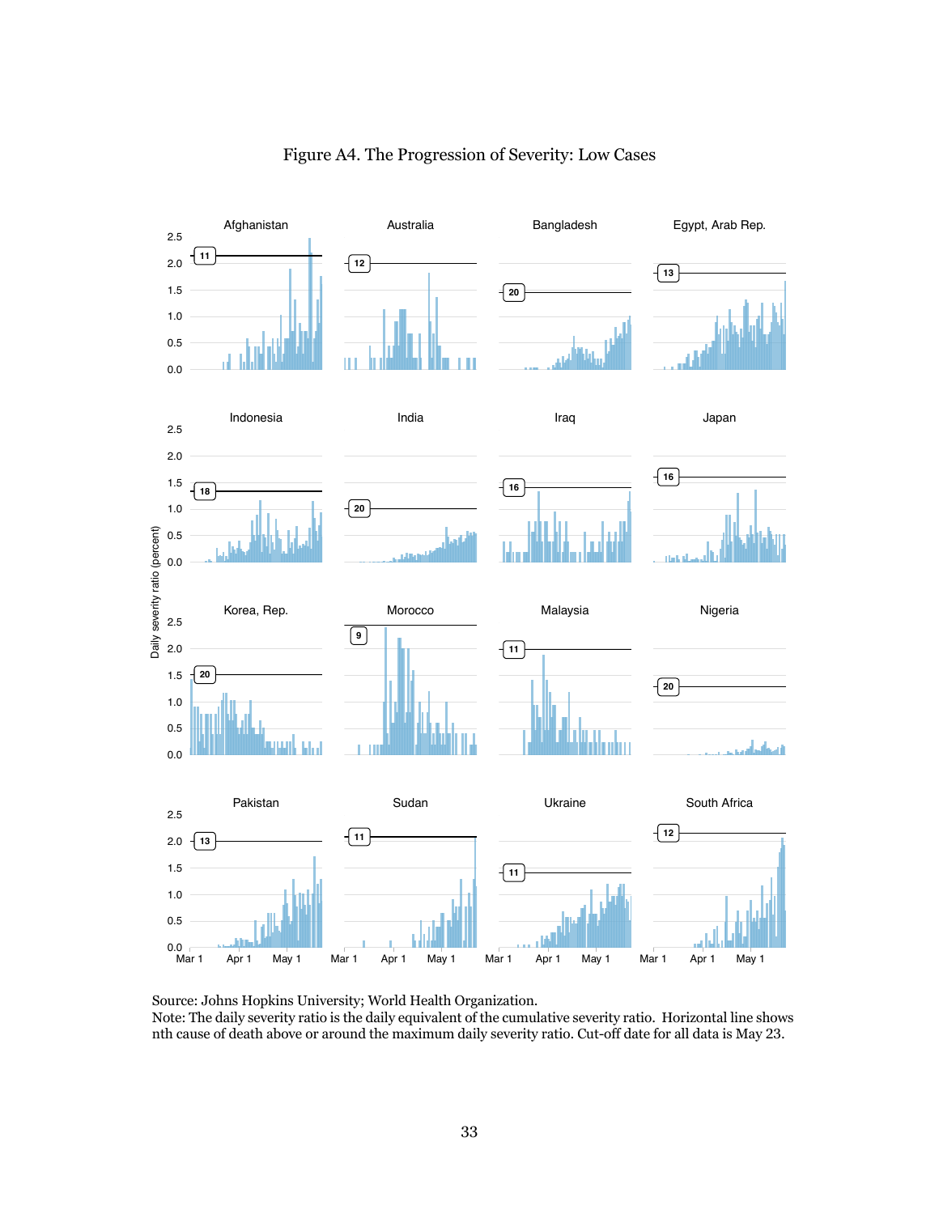Figure A4. The Progression of Severity: Low Cases

Afghanistan
11

Australia
12

Bangladesh
20

Egypt, Arab Rep.
13

Indonesia
18

India
20

Iraq
16

Japan
16

Korea, Rep.
20

Morocco
9

Malaysia
11

Nigeria
20

Pakistan
13

Sudan
11

Ukraine
11

South Africa
12

Daily severity ratio (percent)

2.5
2.0
1.5
1.0
0.5
0.0

Mar 1
Apr 1
May 1

Source: Johns Hopkins University; World Health Organization.
Note: The daily severity ratio is the daily equivalent of the cumulative severity ratio. Horizontal line shows nth cause of death above or around the maximum daily severity ratio. Cut-off date for all data is May 23.